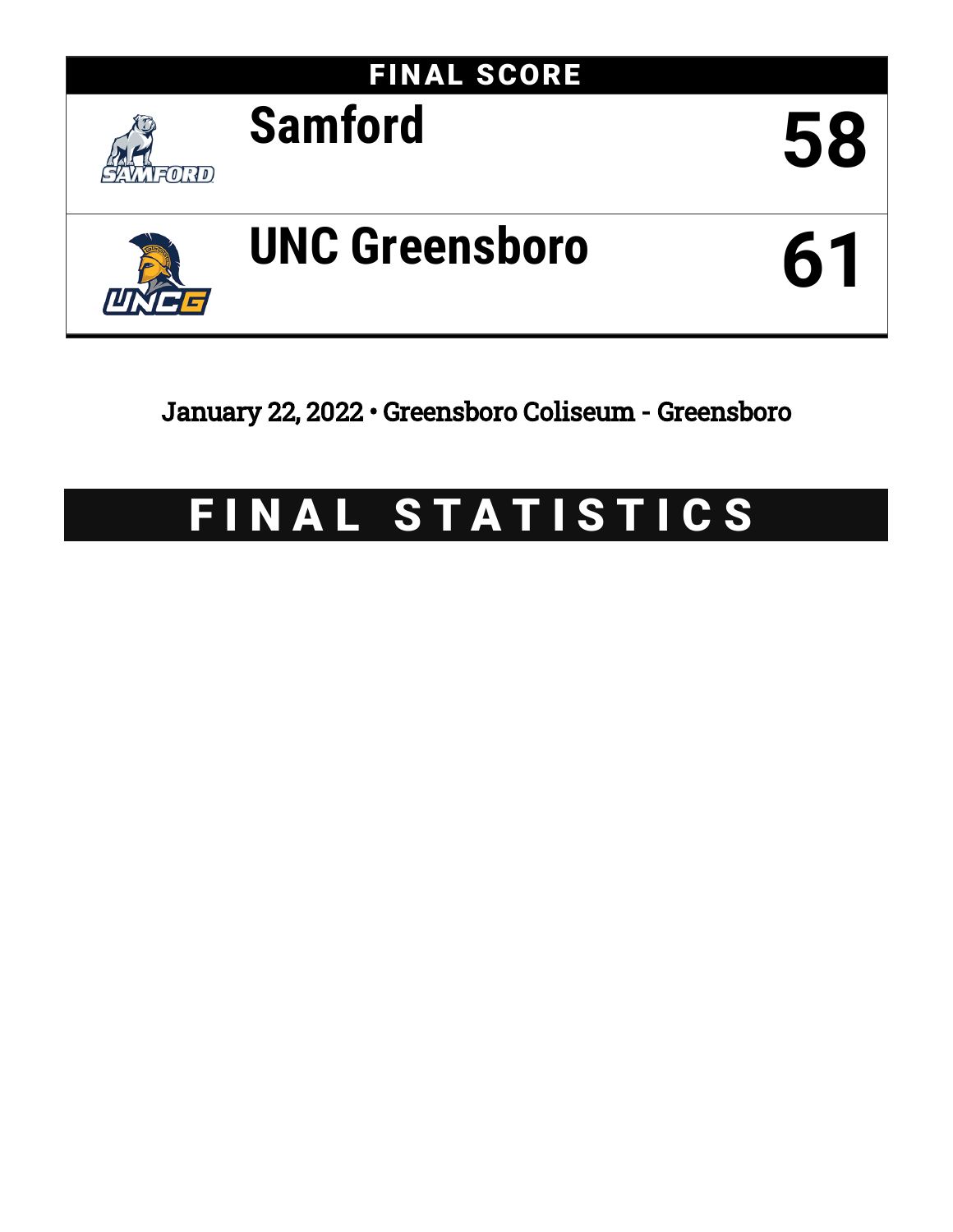## FINAL SCORE

| Team | Score |
| --- | --- |
| Samford | 58 |
| UNC Greensboro | 61 |

January 22, 2022 • Greensboro Coliseum - Greensboro

# FINAL STATISTICS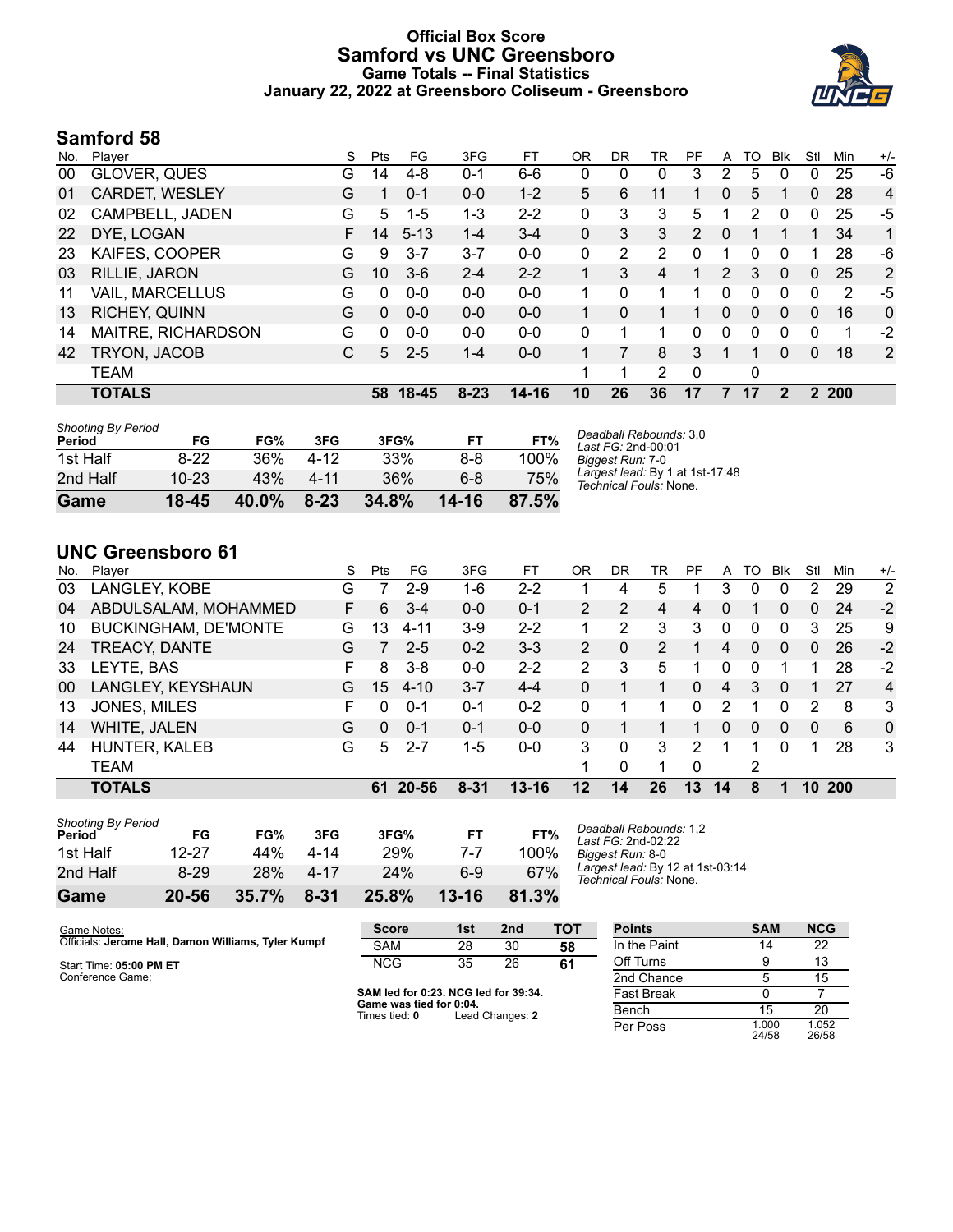# Official Box Score
## Samford vs UNC Greensboro
### Game Totals -- Final Statistics
### January 22, 2022 at Greensboro Coliseum - Greensboro

## Samford 58

| No. | Player | S | Pts | FG | 3FG | FT | OR | DR | TR | PF | A | TO | Blk | Stl | Min | +/- |
|---|---|---|---|---|---|---|---|---|---|---|---|---|---|---|---|---|
| 00 | GLOVER, QUES | G | 14 | 4-8 | 0-1 | 6-6 | 0 | 0 | 0 | 3 | 2 | 5 | 0 | 0 | 25 | -6 |
| 01 | CARDET, WESLEY | G | 1 | 0-1 | 0-0 | 1-2 | 5 | 6 | 11 | 1 | 0 | 5 | 1 | 0 | 28 | 4 |
| 02 | CAMPBELL, JADEN | G | 5 | 1-5 | 1-3 | 2-2 | 0 | 3 | 3 | 5 | 1 | 2 | 0 | 0 | 25 | -5 |
| 22 | DYE, LOGAN | F | 14 | 5-13 | 1-4 | 3-4 | 0 | 3 | 3 | 2 | 0 | 1 | 1 | 1 | 34 | 1 |
| 23 | KAIFES, COOPER | G | 9 | 3-7 | 3-7 | 0-0 | 0 | 2 | 2 | 0 | 1 | 0 | 0 | 1 | 28 | -6 |
| 03 | RILLIE, JARON | G | 10 | 3-6 | 2-4 | 2-2 | 1 | 3 | 4 | 1 | 2 | 3 | 0 | 0 | 25 | 2 |
| 11 | VAIL, MARCELLUS | G | 0 | 0-0 | 0-0 | 0-0 | 1 | 0 | 1 | 1 | 0 | 0 | 0 | 0 | 2 | -5 |
| 13 | RICHEY, QUINN | G | 0 | 0-0 | 0-0 | 0-0 | 1 | 0 | 1 | 1 | 0 | 0 | 0 | 0 | 16 | 0 |
| 14 | MAITRE, RICHARDSON | G | 0 | 0-0 | 0-0 | 0-0 | 0 | 1 | 1 | 0 | 0 | 0 | 0 | 0 | 1 | -2 |
| 42 | TRYON, JACOB | C | 5 | 2-5 | 1-4 | 0-0 | 1 | 7 | 8 | 3 | 1 | 1 | 0 | 0 | 18 | 2 |
| | TEAM | | | | | | 1 | 1 | 2 | 0 | | 0 | | | | |
| | **TOTALS** | | **58** | **18-45** | **8-23** | **14-16** | **10** | **26** | **36** | **17** | **7** | **17** | **2** | **2** | **200** | |

*Shooting By Period*

| Period | FG | FG% | 3FG | 3FG% | FT | FT% |
|---|---|---|---|---|---|---|
| 1st Half | 8-22 | 36% | 4-12 | 33% | 8-8 | 100% |
| 2nd Half | 10-23 | 43% | 4-11 | 36% | 6-8 | 75% |
| **Game** | **18-45** | **40.0%** | **8-23** | **34.8%** | **14-16** | **87.5%** |

*Deadball Rebounds:* 3,0
*Last FG:* 2nd-00:01
*Biggest Run:* 7-0
*Largest lead:* By 1 at 1st-17:48
*Technical Fouls:* None.

## UNC Greensboro 61

| No. | Player | S | Pts | FG | 3FG | FT | OR | DR | TR | PF | A | TO | Blk | Stl | Min | +/- |
|---|---|---|---|---|---|---|---|---|---|---|---|---|---|---|---|---|
| 03 | LANGLEY, KOBE | G | 7 | 2-9 | 1-6 | 2-2 | 1 | 4 | 5 | 1 | 3 | 0 | 0 | 2 | 29 | 2 |
| 04 | ABDULSALAM, MOHAMMED | F | 6 | 3-4 | 0-0 | 0-1 | 2 | 2 | 4 | 4 | 0 | 1 | 0 | 0 | 24 | -2 |
| 10 | BUCKINGHAM, DE'MONTE | G | 13 | 4-11 | 3-9 | 2-2 | 1 | 2 | 3 | 3 | 0 | 0 | 0 | 3 | 25 | 9 |
| 24 | TREACY, DANTE | G | 7 | 2-5 | 0-2 | 3-3 | 2 | 0 | 2 | 1 | 4 | 0 | 0 | 0 | 26 | -2 |
| 33 | LEYTE, BAS | F | 8 | 3-8 | 0-0 | 2-2 | 2 | 3 | 5 | 1 | 0 | 0 | 1 | 1 | 28 | -2 |
| 00 | LANGLEY, KEYSHAUN | G | 15 | 4-10 | 3-7 | 4-4 | 0 | 1 | 1 | 0 | 4 | 3 | 0 | 1 | 27 | 4 |
| 13 | JONES, MILES | F | 0 | 0-1 | 0-1 | 0-2 | 0 | 1 | 1 | 0 | 2 | 1 | 0 | 2 | 8 | 3 |
| 14 | WHITE, JALEN | G | 0 | 0-1 | 0-1 | 0-0 | 0 | 1 | 1 | 1 | 0 | 0 | 0 | 0 | 6 | 0 |
| 44 | HUNTER, KALEB | G | 5 | 2-7 | 1-5 | 0-0 | 3 | 0 | 3 | 2 | 1 | 1 | 0 | 1 | 28 | 3 |
| | TEAM | | | | | | 1 | 0 | 1 | 0 | | 2 | | | | |
| | **TOTALS** | | **61** | **20-56** | **8-31** | **13-16** | **12** | **14** | **26** | **13** | **14** | **8** | **1** | **10** | **200** | |

*Shooting By Period*

| Period | FG | FG% | 3FG | 3FG% | FT | FT% |
|---|---|---|---|---|---|---|
| 1st Half | 12-27 | 44% | 4-14 | 29% | 7-7 | 100% |
| 2nd Half | 8-29 | 28% | 4-17 | 24% | 6-9 | 67% |
| **Game** | **20-56** | **35.7%** | **8-31** | **25.8%** | **13-16** | **81.3%** |

*Deadball Rebounds:* 1,2
*Last FG:* 2nd-02:22
*Biggest Run:* 8-0
*Largest lead:* By 12 at 1st-03:14
*Technical Fouls:* None.

Game Notes:
Officials: **Jerome Hall, Damon Williams, Tyler Kumpf**

Start Time: **05:00 PM ET**
Conference Game;

| Score | 1st | 2nd | TOT |
|---|---|---|---|
| SAM | 28 | 30 | **58** |
| NCG | 35 | 26 | **61** |

**SAM led for 0:23. NCG led for 39:34.**
**Game was tied for 0:04.**
Times tied: **0** Lead Changes: **2**

| Points | SAM | NCG |
|---|---|---|
| In the Paint | 14 | 22 |
| Off Turns | 9 | 13 |
| 2nd Chance | 5 | 15 |
| Fast Break | 0 | 7 |
| Bench | 15 | 20 |
| Per Poss | 1.000 24/58 | 1.052 26/58 |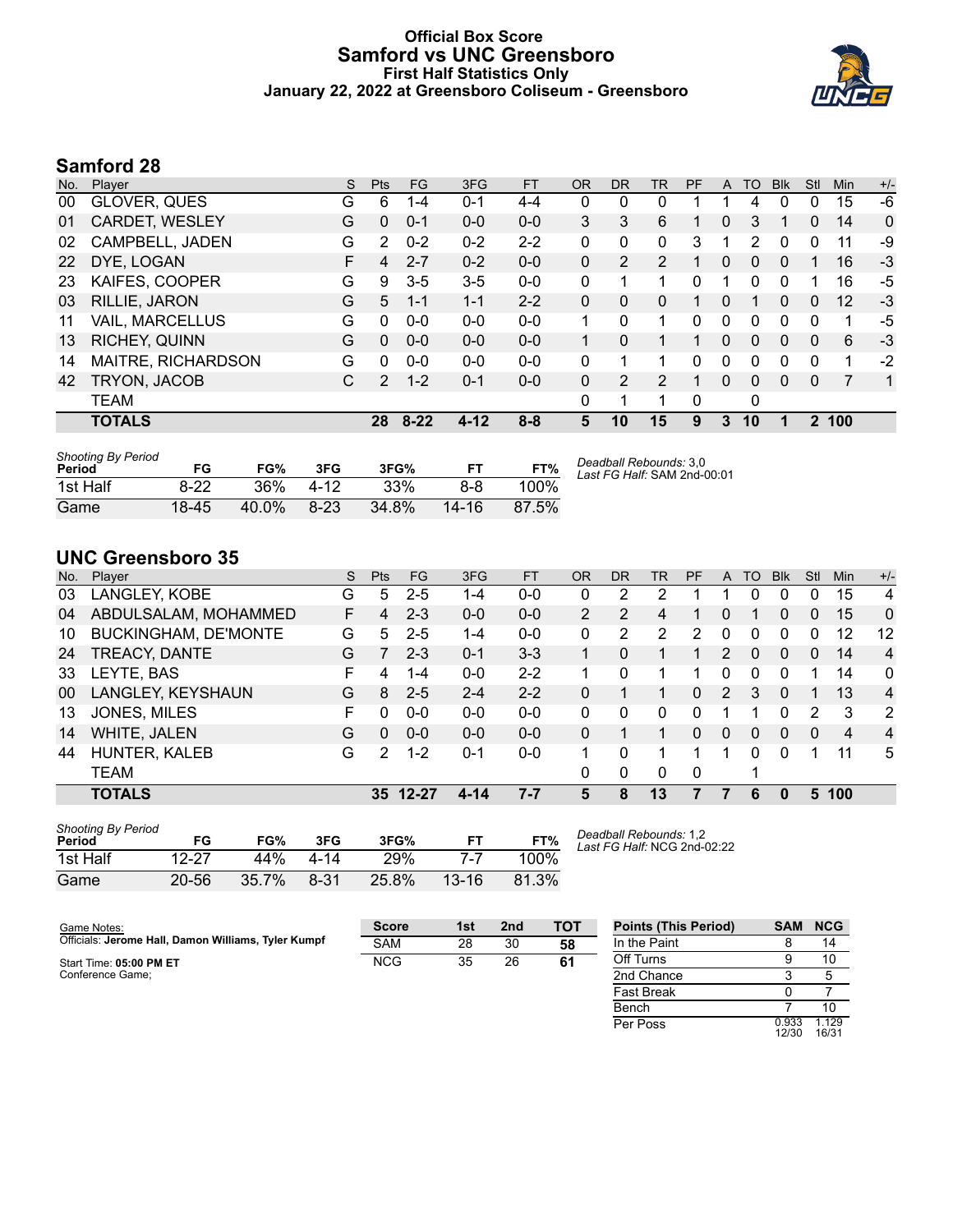# Official Box Score
## Samford vs UNC Greensboro
### First Half Statistics Only
### January 22, 2022 at Greensboro Coliseum - Greensboro

## Samford 28

| No. | Player | S | Pts | FG | 3FG | FT | OR | DR | TR | PF | A | TO | Blk | Stl | Min | +/- |
|---|---|---|---|---|---|---|---|---|---|---|---|---|---|---|---|---|
| 00 | GLOVER, QUES | G | 6 | 1-4 | 0-1 | 4-4 | 0 | 0 | 0 | 1 | 1 | 4 | 0 | 0 | 15 | -6 |
| 01 | CARDET, WESLEY | G | 0 | 0-1 | 0-0 | 0-0 | 3 | 3 | 6 | 1 | 0 | 3 | 1 | 0 | 14 | 0 |
| 02 | CAMPBELL, JADEN | G | 2 | 0-2 | 0-2 | 2-2 | 0 | 0 | 0 | 3 | 1 | 2 | 0 | 0 | 11 | -9 |
| 22 | DYE, LOGAN | F | 4 | 2-7 | 0-2 | 0-0 | 0 | 2 | 2 | 1 | 0 | 0 | 0 | 1 | 16 | -3 |
| 23 | KAIFES, COOPER | G | 9 | 3-5 | 3-5 | 0-0 | 0 | 1 | 1 | 0 | 1 | 0 | 0 | 1 | 16 | -5 |
| 03 | RILLIE, JARON | G | 5 | 1-1 | 1-1 | 2-2 | 0 | 0 | 0 | 1 | 0 | 1 | 0 | 0 | 12 | -3 |
| 11 | VAIL, MARCELLUS | G | 0 | 0-0 | 0-0 | 0-0 | 1 | 0 | 1 | 0 | 0 | 0 | 0 | 0 | 1 | -5 |
| 13 | RICHEY, QUINN | G | 0 | 0-0 | 0-0 | 0-0 | 1 | 0 | 1 | 1 | 0 | 0 | 0 | 0 | 6 | -3 |
| 14 | MAITRE, RICHARDSON | G | 0 | 0-0 | 0-0 | 0-0 | 0 | 1 | 1 | 0 | 0 | 0 | 0 | 0 | 1 | -2 |
| 42 | TRYON, JACOB | C | 2 | 1-2 | 0-1 | 0-0 | 0 | 2 | 2 | 1 | 0 | 0 | 0 | 0 | 7 | 1 |
| | TEAM | | | | | | 0 | 1 | 1 | 0 | | 0 | | | | |
| | **TOTALS** | | **28** | **8-22** | **4-12** | **8-8** | **5** | **10** | **15** | **9** | **3** | **10** | **1** | **2** | **100** | |

| Shooting By Period Period | FG | FG% | 3FG | 3FG% | FT | FT% |
|---|---|---|---|---|---|---|
| 1st Half | 8-22 | 36% | 4-12 | 33% | 8-8 | 100% |
| Game | 18-45 | 40.0% | 8-23 | 34.8% | 14-16 | 87.5% |

*Deadball Rebounds:* 3,0
*Last FG Half:* SAM 2nd-00:01

## UNC Greensboro 35

| No. | Player | S | Pts | FG | 3FG | FT | OR | DR | TR | PF | A | TO | Blk | Stl | Min | +/- |
|---|---|---|---|---|---|---|---|---|---|---|---|---|---|---|---|---|
| 03 | LANGLEY, KOBE | G | 5 | 2-5 | 1-4 | 0-0 | 0 | 2 | 2 | 1 | 1 | 0 | 0 | 0 | 15 | 4 |
| 04 | ABDULSALAM, MOHAMMED | F | 4 | 2-3 | 0-0 | 0-0 | 2 | 2 | 4 | 1 | 0 | 1 | 0 | 0 | 15 | 0 |
| 10 | BUCKINGHAM, DE'MONTE | G | 5 | 2-5 | 1-4 | 0-0 | 0 | 2 | 2 | 2 | 0 | 0 | 0 | 0 | 12 | 12 |
| 24 | TREACY, DANTE | G | 7 | 2-3 | 0-1 | 3-3 | 1 | 0 | 1 | 1 | 2 | 0 | 0 | 0 | 14 | 4 |
| 33 | LEYTE, BAS | F | 4 | 1-4 | 0-0 | 2-2 | 1 | 0 | 1 | 1 | 0 | 0 | 0 | 1 | 14 | 0 |
| 00 | LANGLEY, KEYSHAUN | G | 8 | 2-5 | 2-4 | 2-2 | 0 | 1 | 1 | 0 | 2 | 3 | 0 | 1 | 13 | 4 |
| 13 | JONES, MILES | F | 0 | 0-0 | 0-0 | 0-0 | 0 | 0 | 0 | 0 | 1 | 1 | 0 | 2 | 3 | 2 |
| 14 | WHITE, JALEN | G | 0 | 0-0 | 0-0 | 0-0 | 0 | 1 | 1 | 0 | 0 | 0 | 0 | 0 | 4 | 4 |
| 44 | HUNTER, KALEB | G | 2 | 1-2 | 0-1 | 0-0 | 1 | 0 | 1 | 1 | 1 | 0 | 0 | 1 | 11 | 5 |
| | TEAM | | | | | | 0 | 0 | 0 | 0 | | 1 | | | | |
| | **TOTALS** | | **35** | **12-27** | **4-14** | **7-7** | **5** | **8** | **13** | **7** | **7** | **6** | **0** | **5** | **100** | |

| Shooting By Period Period | FG | FG% | 3FG | 3FG% | FT | FT% |
|---|---|---|---|---|---|---|
| 1st Half | 12-27 | 44% | 4-14 | 29% | 7-7 | 100% |
| Game | 20-56 | 35.7% | 8-31 | 25.8% | 13-16 | 81.3% |

*Deadball Rebounds:* 1,2
*Last FG Half:* NCG 2nd-02:22

Game Notes:
Officials: **Jerome Hall, Damon Williams, Tyler Kumpf**

Start Time: **05:00 PM ET**
Conference Game;

| Score | 1st | 2nd | TOT |
|---|---|---|---|
| SAM | 28 | 30 | **58** |
| NCG | 35 | 26 | **61** |

| Points (This Period) | SAM | NCG |
|---|---|---|
| In the Paint | 8 | 14 |
| Off Turns | 9 | 10 |
| 2nd Chance | 3 | 5 |
| Fast Break | 0 | 7 |
| Bench | 7 | 10 |
| Per Poss | 0.933 12/30 | 1.129 16/31 |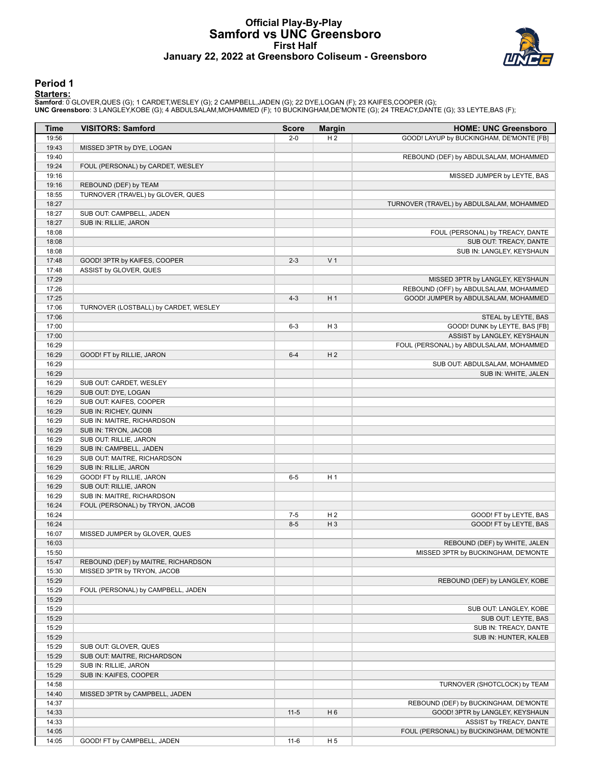# Official Play-By-Play
# Samford vs UNC Greensboro
## First Half
## January 22, 2022 at Greensboro Coliseum - Greensboro

### Period 1

**Starters:**

**Samford**: 0 GLOVER,QUES (G); 1 CARDET,WESLEY (G); 2 CAMPBELL,JADEN (G); 22 DYE,LOGAN (F); 23 KAIFES,COOPER (G);
**UNC Greensboro**: 3 LANGLEY,KOBE (G); 4 ABDULSALAM,MOHAMMED (F); 10 BUCKINGHAM,DE'MONTE (G); 24 TREACY,DANTE (G); 33 LEYTE,BAS (F);

| Time | VISITORS: Samford | Score | Margin | HOME: UNC Greensboro |
|---|---|---|---|---|
| 19:56 | | 2-0 | H 2 | GOOD! LAYUP by BUCKINGHAM, DE'MONTE [FB] |
| 19:43 | MISSED 3PTR by DYE, LOGAN | | | |
| 19:40 | | | | REBOUND (DEF) by ABDULSALAM, MOHAMMED |
| 19:24 | FOUL (PERSONAL) by CARDET, WESLEY | | | |
| 19:16 | | | | MISSED JUMPER by LEYTE, BAS |
| 19:16 | REBOUND (DEF) by TEAM | | | |
| 18:55 | TURNOVER (TRAVEL) by GLOVER, QUES | | | |
| 18:27 | | | | TURNOVER (TRAVEL) by ABDULSALAM, MOHAMMED |
| 18:27 | SUB OUT: CAMPBELL, JADEN | | | |
| 18:27 | SUB IN: RILLIE, JARON | | | |
| 18:08 | | | | FOUL (PERSONAL) by TREACY, DANTE |
| 18:08 | | | | SUB OUT: TREACY, DANTE |
| 18:08 | | | | SUB IN: LANGLEY, KEYSHAUN |
| 17:48 | GOOD! 3PTR by KAIFES, COOPER | 2-3 | V 1 | |
| 17:48 | ASSIST by GLOVER, QUES | | | |
| 17:29 | | | | MISSED 3PTR by LANGLEY, KEYSHAUN |
| 17:26 | | | | REBOUND (OFF) by ABDULSALAM, MOHAMMED |
| 17:25 | | 4-3 | H 1 | GOOD! JUMPER by ABDULSALAM, MOHAMMED |
| 17:06 | TURNOVER (LOSTBALL) by CARDET, WESLEY | | | |
| 17:06 | | | | STEAL by LEYTE, BAS |
| 17:00 | | 6-3 | H 3 | GOOD! DUNK by LEYTE, BAS [FB] |
| 17:00 | | | | ASSIST by LANGLEY, KEYSHAUN |
| 16:29 | | | | FOUL (PERSONAL) by ABDULSALAM, MOHAMMED |
| 16:29 | GOOD! FT by RILLIE, JARON | 6-4 | H 2 | |
| 16:29 | | | | SUB OUT: ABDULSALAM, MOHAMMED |
| 16:29 | | | | SUB IN: WHITE, JALEN |
| 16:29 | SUB OUT: CARDET, WESLEY | | | |
| 16:29 | SUB OUT: DYE, LOGAN | | | |
| 16:29 | SUB OUT: KAIFES, COOPER | | | |
| 16:29 | SUB IN: RICHEY, QUINN | | | |
| 16:29 | SUB IN: MAITRE, RICHARDSON | | | |
| 16:29 | SUB IN: TRYON, JACOB | | | |
| 16:29 | SUB OUT: RILLIE, JARON | | | |
| 16:29 | SUB IN: CAMPBELL, JADEN | | | |
| 16:29 | SUB OUT: MAITRE, RICHARDSON | | | |
| 16:29 | SUB IN: RILLIE, JARON | | | |
| 16:29 | GOOD! FT by RILLIE, JARON | 6-5 | H 1 | |
| 16:29 | SUB OUT: RILLIE, JARON | | | |
| 16:29 | SUB IN: MAITRE, RICHARDSON | | | |
| 16:24 | FOUL (PERSONAL) by TRYON, JACOB | | | |
| 16:24 | | 7-5 | H 2 | GOOD! FT by LEYTE, BAS |
| 16:24 | | 8-5 | H 3 | GOOD! FT by LEYTE, BAS |
| 16:07 | MISSED JUMPER by GLOVER, QUES | | | |
| 16:03 | | | | REBOUND (DEF) by WHITE, JALEN |
| 15:50 | | | | MISSED 3PTR by BUCKINGHAM, DE'MONTE |
| 15:47 | REBOUND (DEF) by MAITRE, RICHARDSON | | | |
| 15:30 | MISSED 3PTR by TRYON, JACOB | | | |
| 15:29 | | | | REBOUND (DEF) by LANGLEY, KOBE |
| 15:29 | FOUL (PERSONAL) by CAMPBELL, JADEN | | | |
| 15:29 | | | | |
| 15:29 | | | | SUB OUT: LANGLEY, KOBE |
| 15:29 | | | | SUB OUT: LEYTE, BAS |
| 15:29 | | | | SUB IN: TREACY, DANTE |
| 15:29 | | | | SUB IN: HUNTER, KALEB |
| 15:29 | SUB OUT: GLOVER, QUES | | | |
| 15:29 | SUB OUT: MAITRE, RICHARDSON | | | |
| 15:29 | SUB IN: RILLIE, JARON | | | |
| 15:29 | SUB IN: KAIFES, COOPER | | | |
| 14:58 | | | | TURNOVER (SHOTCLOCK) by TEAM |
| 14:40 | MISSED 3PTR by CAMPBELL, JADEN | | | |
| 14:37 | | | | REBOUND (DEF) by BUCKINGHAM, DE'MONTE |
| 14:33 | | 11-5 | H 6 | GOOD! 3PTR by LANGLEY, KEYSHAUN |
| 14:33 | | | | ASSIST by TREACY, DANTE |
| 14:05 | | | | FOUL (PERSONAL) by BUCKINGHAM, DE'MONTE |
| 14:05 | GOOD! FT by CAMPBELL, JADEN | 11-6 | H 5 | |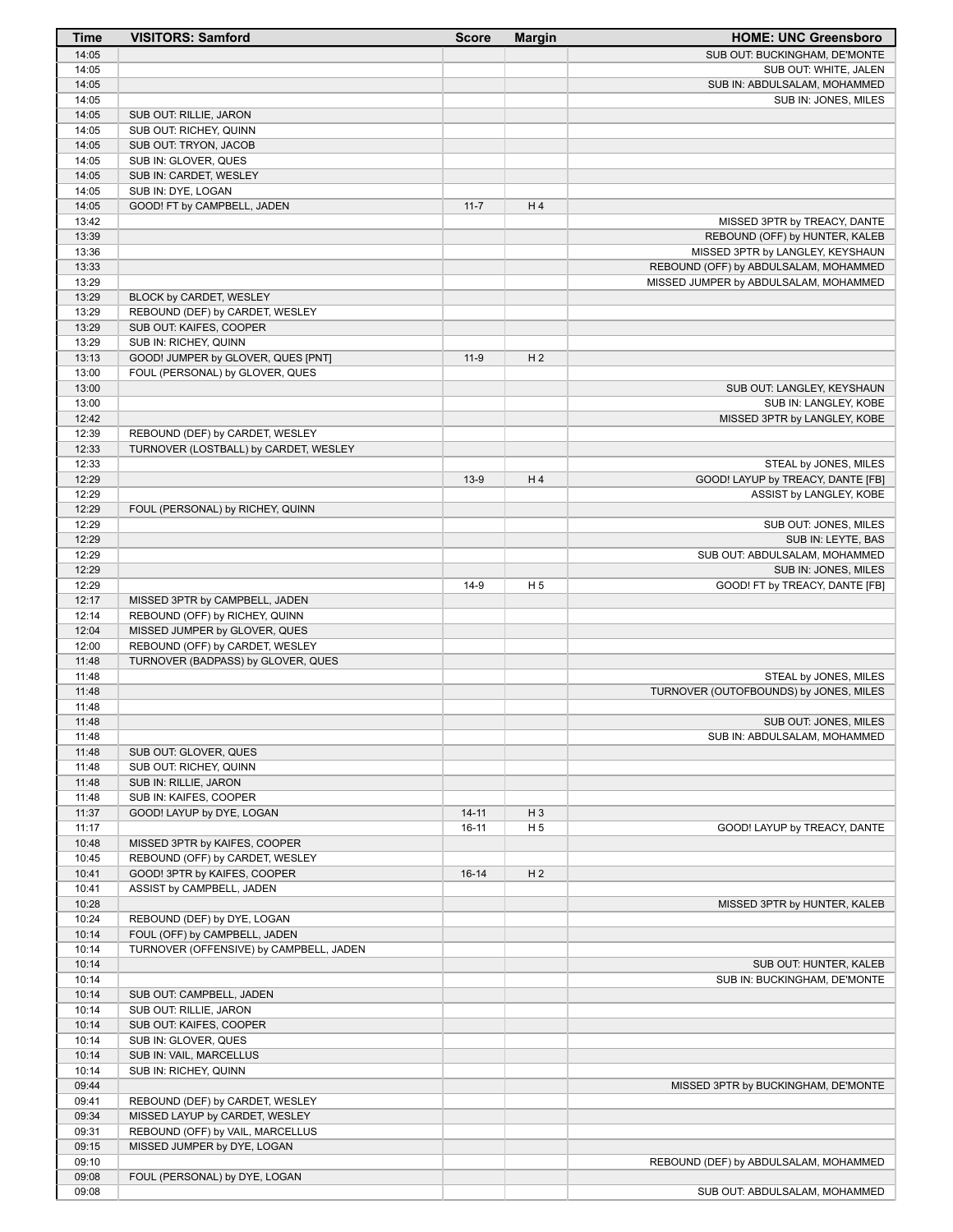| Time | VISITORS: Samford | Score | Margin | HOME: UNC Greensboro |
| --- | --- | --- | --- | --- |
| 14:05 | | | | SUB OUT: BUCKINGHAM, DE'MONTE |
| 14:05 | | | | SUB OUT: WHITE, JALEN |
| 14:05 | | | | SUB IN: ABDULSALAM, MOHAMMED |
| 14:05 | | | | SUB IN: JONES, MILES |
| 14:05 | SUB OUT: RILLIE, JARON | | | |
| 14:05 | SUB OUT: RICHEY, QUINN | | | |
| 14:05 | SUB OUT: TRYON, JACOB | | | |
| 14:05 | SUB IN: GLOVER, QUES | | | |
| 14:05 | SUB IN: CARDET, WESLEY | | | |
| 14:05 | SUB IN: DYE, LOGAN | | | |
| 14:05 | GOOD! FT by CAMPBELL, JADEN | 11-7 | H 4 | |
| 13:42 | | | | MISSED 3PTR by TREACY, DANTE |
| 13:39 | | | | REBOUND (OFF) by HUNTER, KALEB |
| 13:36 | | | | MISSED 3PTR by LANGLEY, KEYSHAUN |
| 13:33 | | | | REBOUND (OFF) by ABDULSALAM, MOHAMMED |
| 13:29 | | | | MISSED JUMPER by ABDULSALAM, MOHAMMED |
| 13:29 | BLOCK by CARDET, WESLEY | | | |
| 13:29 | REBOUND (DEF) by CARDET, WESLEY | | | |
| 13:29 | SUB OUT: KAIFES, COOPER | | | |
| 13:29 | SUB IN: RICHEY, QUINN | | | |
| 13:13 | GOOD! JUMPER by GLOVER, QUES [PNT] | 11-9 | H 2 | |
| 13:00 | FOUL (PERSONAL) by GLOVER, QUES | | | |
| 13:00 | | | | SUB OUT: LANGLEY, KEYSHAUN |
| 13:00 | | | | SUB IN: LANGLEY, KOBE |
| 12:42 | | | | MISSED 3PTR by LANGLEY, KOBE |
| 12:39 | REBOUND (DEF) by CARDET, WESLEY | | | |
| 12:33 | TURNOVER (LOSTBALL) by CARDET, WESLEY | | | |
| 12:33 | | | | STEAL by JONES, MILES |
| 12:29 | | 13-9 | H 4 | GOOD! LAYUP by TREACY, DANTE [FB] |
| 12:29 | | | | ASSIST by LANGLEY, KOBE |
| 12:29 | FOUL (PERSONAL) by RICHEY, QUINN | | | |
| 12:29 | | | | SUB OUT: JONES, MILES |
| 12:29 | | | | SUB IN: LEYTE, BAS |
| 12:29 | | | | SUB OUT: ABDULSALAM, MOHAMMED |
| 12:29 | | | | SUB IN: JONES, MILES |
| 12:29 | | 14-9 | H 5 | GOOD! FT by TREACY, DANTE [FB] |
| 12:17 | MISSED 3PTR by CAMPBELL, JADEN | | | |
| 12:14 | REBOUND (OFF) by RICHEY, QUINN | | | |
| 12:04 | MISSED JUMPER by GLOVER, QUES | | | |
| 12:00 | REBOUND (OFF) by CARDET, WESLEY | | | |
| 11:48 | TURNOVER (BADPASS) by GLOVER, QUES | | | |
| 11:48 | | | | STEAL by JONES, MILES |
| 11:48 | | | | TURNOVER (OUTOFBOUNDS) by JONES, MILES |
| 11:48 | | | | |
| 11:48 | | | | SUB OUT: JONES, MILES |
| 11:48 | | | | SUB IN: ABDULSALAM, MOHAMMED |
| 11:48 | SUB OUT: GLOVER, QUES | | | |
| 11:48 | SUB OUT: RICHEY, QUINN | | | |
| 11:48 | SUB IN: RILLIE, JARON | | | |
| 11:48 | SUB IN: KAIFES, COOPER | | | |
| 11:37 | GOOD! LAYUP by DYE, LOGAN | 14-11 | H 3 | |
| 11:17 | | 16-11 | H 5 | GOOD! LAYUP by TREACY, DANTE |
| 10:48 | MISSED 3PTR by KAIFES, COOPER | | | |
| 10:45 | REBOUND (OFF) by CARDET, WESLEY | | | |
| 10:41 | GOOD! 3PTR by KAIFES, COOPER | 16-14 | H 2 | |
| 10:41 | ASSIST by CAMPBELL, JADEN | | | |
| 10:28 | | | | MISSED 3PTR by HUNTER, KALEB |
| 10:24 | REBOUND (DEF) by DYE, LOGAN | | | |
| 10:14 | FOUL (OFF) by CAMPBELL, JADEN | | | |
| 10:14 | TURNOVER (OFFENSIVE) by CAMPBELL, JADEN | | | |
| 10:14 | | | | SUB OUT: HUNTER, KALEB |
| 10:14 | | | | SUB IN: BUCKINGHAM, DE'MONTE |
| 10:14 | SUB OUT: CAMPBELL, JADEN | | | |
| 10:14 | SUB OUT: RILLIE, JARON | | | |
| 10:14 | SUB OUT: KAIFES, COOPER | | | |
| 10:14 | SUB IN: GLOVER, QUES | | | |
| 10:14 | SUB IN: VAIL, MARCELLUS | | | |
| 10:14 | SUB IN: RICHEY, QUINN | | | |
| 09:44 | | | | MISSED 3PTR by BUCKINGHAM, DE'MONTE |
| 09:41 | REBOUND (DEF) by CARDET, WESLEY | | | |
| 09:34 | MISSED LAYUP by CARDET, WESLEY | | | |
| 09:31 | REBOUND (OFF) by VAIL, MARCELLUS | | | |
| 09:15 | MISSED JUMPER by DYE, LOGAN | | | |
| 09:10 | | | | REBOUND (DEF) by ABDULSALAM, MOHAMMED |
| 09:08 | FOUL (PERSONAL) by DYE, LOGAN | | | |
| 09:08 | | | | SUB OUT: ABDULSALAM, MOHAMMED |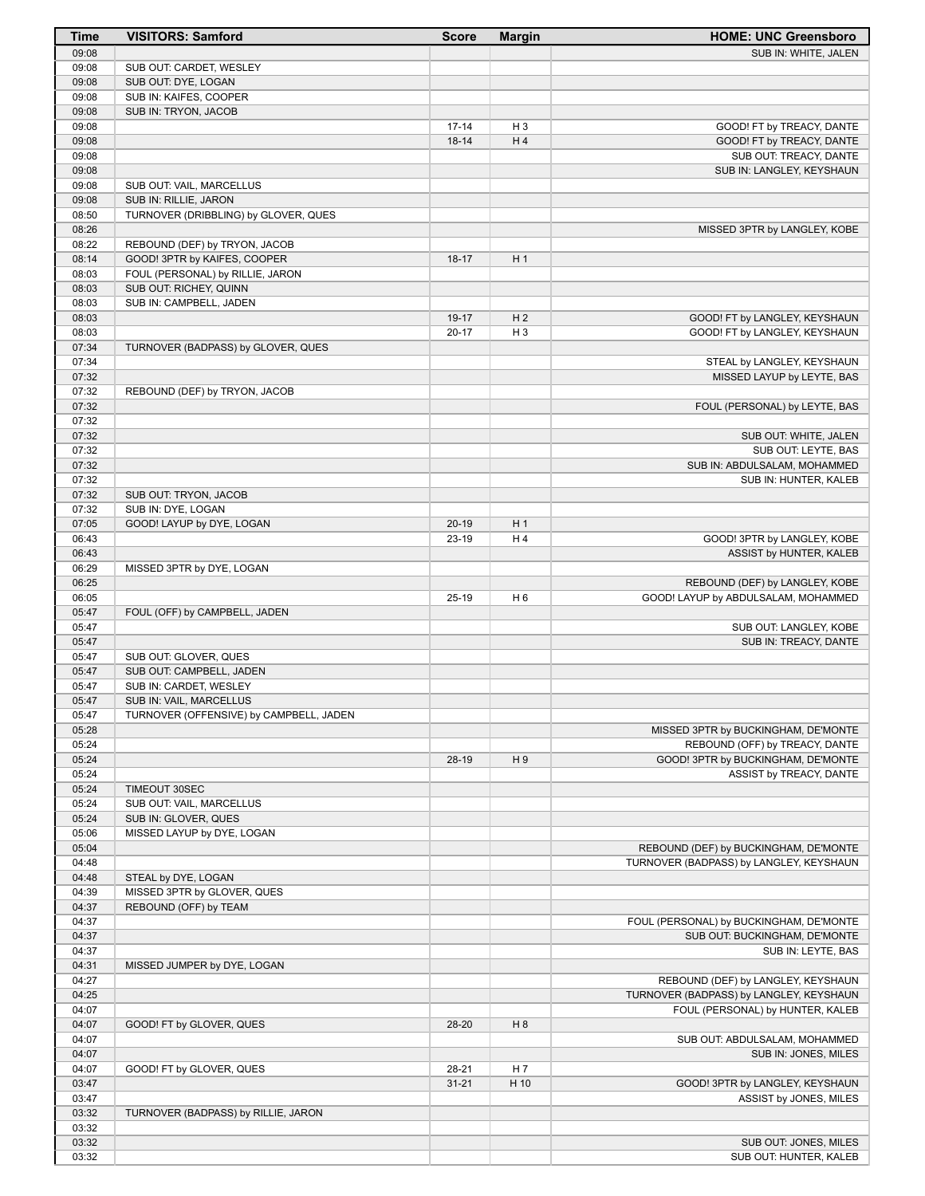| Time | VISITORS: Samford | Score | Margin | HOME: UNC Greensboro |
|---|---|---|---|---|
| 09:08 | | | | SUB IN: WHITE, JALEN |
| 09:08 | SUB OUT: CARDET, WESLEY | | | |
| 09:08 | SUB OUT: DYE, LOGAN | | | |
| 09:08 | SUB IN: KAIFES, COOPER | | | |
| 09:08 | SUB IN: TRYON, JACOB | | | |
| 09:08 | | 17-14 | H 3 | GOOD! FT by TREACY, DANTE |
| 09:08 | | 18-14 | H 4 | GOOD! FT by TREACY, DANTE |
| 09:08 | | | | SUB OUT: TREACY, DANTE |
| 09:08 | | | | SUB IN: LANGLEY, KEYSHAUN |
| 09:08 | SUB OUT: VAIL, MARCELLUS | | | |
| 09:08 | SUB IN: RILLIE, JARON | | | |
| 08:50 | TURNOVER (DRIBBLING) by GLOVER, QUES | | | |
| 08:26 | | | | MISSED 3PTR by LANGLEY, KOBE |
| 08:22 | REBOUND (DEF) by TRYON, JACOB | | | |
| 08:14 | GOOD! 3PTR by KAIFES, COOPER | 18-17 | H 1 | |
| 08:03 | FOUL (PERSONAL) by RILLIE, JARON | | | |
| 08:03 | SUB OUT: RICHEY, QUINN | | | |
| 08:03 | SUB IN: CAMPBELL, JADEN | | | |
| 08:03 | | 19-17 | H 2 | GOOD! FT by LANGLEY, KEYSHAUN |
| 08:03 | | 20-17 | H 3 | GOOD! FT by LANGLEY, KEYSHAUN |
| 07:34 | TURNOVER (BADPASS) by GLOVER, QUES | | | |
| 07:34 | | | | STEAL by LANGLEY, KEYSHAUN |
| 07:32 | | | | MISSED LAYUP by LEYTE, BAS |
| 07:32 | REBOUND (DEF) by TRYON, JACOB | | | |
| 07:32 | | | | FOUL (PERSONAL) by LEYTE, BAS |
| 07:32 | | | | |
| 07:32 | | | | SUB OUT: WHITE, JALEN |
| 07:32 | | | | SUB OUT: LEYTE, BAS |
| 07:32 | | | | SUB IN: ABDULSALAM, MOHAMMED |
| 07:32 | | | | SUB IN: HUNTER, KALEB |
| 07:32 | SUB OUT: TRYON, JACOB | | | |
| 07:32 | SUB IN: DYE, LOGAN | | | |
| 07:05 | GOOD! LAYUP by DYE, LOGAN | 20-19 | H 1 | |
| 06:43 | | 23-19 | H 4 | GOOD! 3PTR by LANGLEY, KOBE |
| 06:43 | | | | ASSIST by HUNTER, KALEB |
| 06:29 | MISSED 3PTR by DYE, LOGAN | | | |
| 06:25 | | | | REBOUND (DEF) by LANGLEY, KOBE |
| 06:05 | | 25-19 | H 6 | GOOD! LAYUP by ABDULSALAM, MOHAMMED |
| 05:47 | FOUL (OFF) by CAMPBELL, JADEN | | | |
| 05:47 | | | | SUB OUT: LANGLEY, KOBE |
| 05:47 | | | | SUB IN: TREACY, DANTE |
| 05:47 | SUB OUT: GLOVER, QUES | | | |
| 05:47 | SUB OUT: CAMPBELL, JADEN | | | |
| 05:47 | SUB IN: CARDET, WESLEY | | | |
| 05:47 | SUB IN: VAIL, MARCELLUS | | | |
| 05:47 | TURNOVER (OFFENSIVE) by CAMPBELL, JADEN | | | |
| 05:28 | | | | MISSED 3PTR by BUCKINGHAM, DE'MONTE |
| 05:24 | | | | REBOUND (OFF) by TREACY, DANTE |
| 05:24 | | 28-19 | H 9 | GOOD! 3PTR by BUCKINGHAM, DE'MONTE |
| 05:24 | | | | ASSIST by TREACY, DANTE |
| 05:24 | TIMEOUT 30SEC | | | |
| 05:24 | SUB OUT: VAIL, MARCELLUS | | | |
| 05:24 | SUB IN: GLOVER, QUES | | | |
| 05:06 | MISSED LAYUP by DYE, LOGAN | | | |
| 05:04 | | | | REBOUND (DEF) by BUCKINGHAM, DE'MONTE |
| 04:48 | | | | TURNOVER (BADPASS) by LANGLEY, KEYSHAUN |
| 04:48 | STEAL by DYE, LOGAN | | | |
| 04:39 | MISSED 3PTR by GLOVER, QUES | | | |
| 04:37 | REBOUND (OFF) by TEAM | | | |
| 04:37 | | | | FOUL (PERSONAL) by BUCKINGHAM, DE'MONTE |
| 04:37 | | | | SUB OUT: BUCKINGHAM, DE'MONTE |
| 04:37 | | | | SUB IN: LEYTE, BAS |
| 04:31 | MISSED JUMPER by DYE, LOGAN | | | |
| 04:27 | | | | REBOUND (DEF) by LANGLEY, KEYSHAUN |
| 04:25 | | | | TURNOVER (BADPASS) by LANGLEY, KEYSHAUN |
| 04:07 | | | | FOUL (PERSONAL) by HUNTER, KALEB |
| 04:07 | GOOD! FT by GLOVER, QUES | 28-20 | H 8 | |
| 04:07 | | | | SUB OUT: ABDULSALAM, MOHAMMED |
| 04:07 | | | | SUB IN: JONES, MILES |
| 04:07 | GOOD! FT by GLOVER, QUES | 28-21 | H 7 | |
| 03:47 | | 31-21 | H 10 | GOOD! 3PTR by LANGLEY, KEYSHAUN |
| 03:47 | | | | ASSIST by JONES, MILES |
| 03:32 | TURNOVER (BADPASS) by RILLIE, JARON | | | |
| 03:32 | | | | |
| 03:32 | | | | SUB OUT: JONES, MILES |
| 03:32 | | | | SUB OUT: HUNTER, KALEB |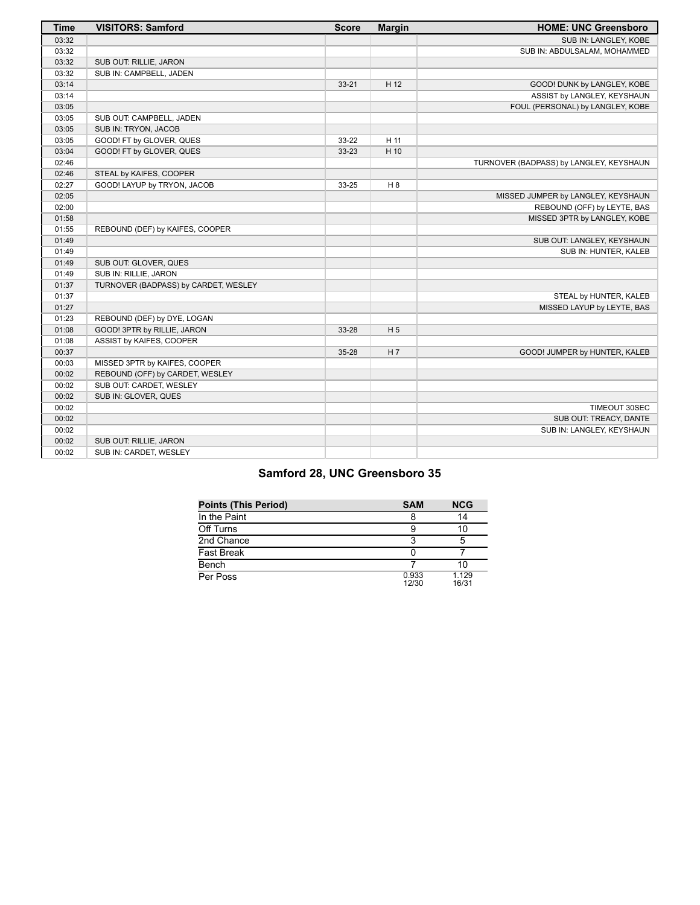| Time | VISITORS: Samford | Score | Margin | HOME: UNC Greensboro |
|---|---|---|---|---|
| 03:32 | | | | SUB IN: LANGLEY, KOBE |
| 03:32 | | | | SUB IN: ABDULSALAM, MOHAMMED |
| 03:32 | SUB OUT: RILLIE, JARON | | | |
| 03:32 | SUB IN: CAMPBELL, JADEN | | | |
| 03:14 | | 33-21 | H 12 | GOOD! DUNK by LANGLEY, KOBE |
| 03:14 | | | | ASSIST by LANGLEY, KEYSHAUN |
| 03:05 | | | | FOUL (PERSONAL) by LANGLEY, KOBE |
| 03:05 | SUB OUT: CAMPBELL, JADEN | | | |
| 03:05 | SUB IN: TRYON, JACOB | | | |
| 03:05 | GOOD! FT by GLOVER, QUES | 33-22 | H 11 | |
| 03:04 | GOOD! FT by GLOVER, QUES | 33-23 | H 10 | |
| 02:46 | | | | TURNOVER (BADPASS) by LANGLEY, KEYSHAUN |
| 02:46 | STEAL by KAIFES, COOPER | | | |
| 02:27 | GOOD! LAYUP by TRYON, JACOB | 33-25 | H 8 | |
| 02:05 | | | | MISSED JUMPER by LANGLEY, KEYSHAUN |
| 02:00 | | | | REBOUND (OFF) by LEYTE, BAS |
| 01:58 | | | | MISSED 3PTR by LANGLEY, KOBE |
| 01:55 | REBOUND (DEF) by KAIFES, COOPER | | | |
| 01:49 | | | | SUB OUT: LANGLEY, KEYSHAUN |
| 01:49 | | | | SUB IN: HUNTER, KALEB |
| 01:49 | SUB OUT: GLOVER, QUES | | | |
| 01:49 | SUB IN: RILLIE, JARON | | | |
| 01:37 | TURNOVER (BADPASS) by CARDET, WESLEY | | | |
| 01:37 | | | | STEAL by HUNTER, KALEB |
| 01:27 | | | | MISSED LAYUP by LEYTE, BAS |
| 01:23 | REBOUND (DEF) by DYE, LOGAN | | | |
| 01:08 | GOOD! 3PTR by RILLIE, JARON | 33-28 | H 5 | |
| 01:08 | ASSIST by KAIFES, COOPER | | | |
| 00:37 | | 35-28 | H 7 | GOOD! JUMPER by HUNTER, KALEB |
| 00:03 | MISSED 3PTR by KAIFES, COOPER | | | |
| 00:02 | REBOUND (OFF) by CARDET, WESLEY | | | |
| 00:02 | SUB OUT: CARDET, WESLEY | | | |
| 00:02 | SUB IN: GLOVER, QUES | | | |
| 00:02 | | | | TIMEOUT 30SEC |
| 00:02 | | | | SUB OUT: TREACY, DANTE |
| 00:02 | | | | SUB IN: LANGLEY, KEYSHAUN |
| 00:02 | SUB OUT: RILLIE, JARON | | | |
| 00:02 | SUB IN: CARDET, WESLEY | | | |

## Samford 28, UNC Greensboro 35

| Points (This Period) | SAM | NCG |
|---|---|---|
| In the Paint | 8 | 14 |
| Off Turns | 9 | 10 |
| 2nd Chance | 3 | 5 |
| Fast Break | 0 | 7 |
| Bench | 7 | 10 |
| Per Poss | 0.933 12/30 | 1.129 16/31 |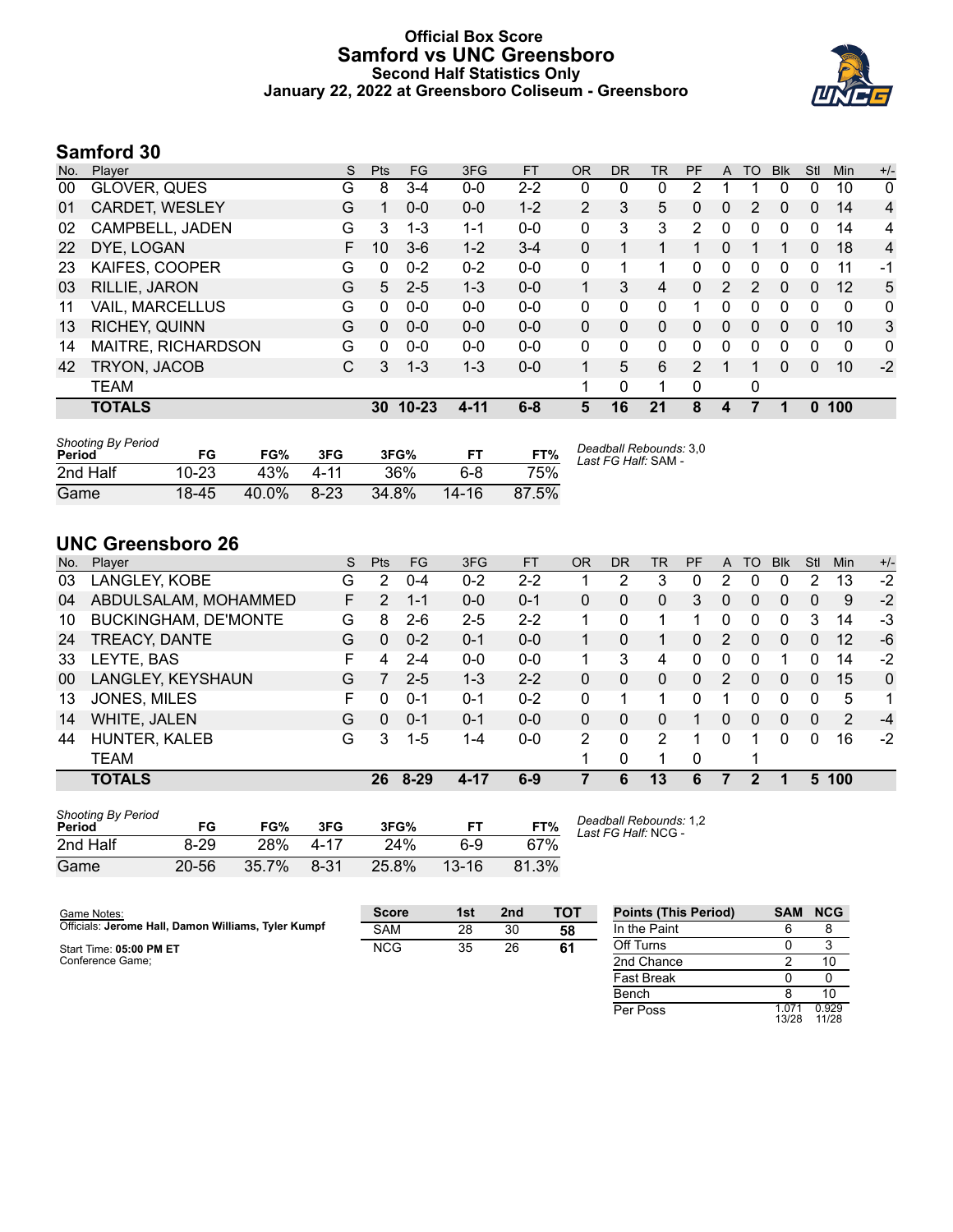# Official Box Score
## Samford vs UNC Greensboro
### Second Half Statistics Only
### January 22, 2022 at Greensboro Coliseum - Greensboro

## Samford 30

| No. | Player | S | Pts | FG | 3FG | FT | OR | DR | TR | PF | A | TO | Blk | Stl | Min | +/- |
|---|---|---|---|---|---|---|---|---|---|---|---|---|---|---|---|---|
| 00 | GLOVER, QUES | G | 8 | 3-4 | 0-0 | 2-2 | 0 | 0 | 0 | 2 | 1 | 1 | 0 | 0 | 10 | 0 |
| 01 | CARDET, WESLEY | G | 1 | 0-0 | 0-0 | 1-2 | 2 | 3 | 5 | 0 | 0 | 2 | 0 | 0 | 14 | 4 |
| 02 | CAMPBELL, JADEN | G | 3 | 1-3 | 1-1 | 0-0 | 0 | 3 | 3 | 2 | 0 | 0 | 0 | 0 | 14 | 4 |
| 22 | DYE, LOGAN | F | 10 | 3-6 | 1-2 | 3-4 | 0 | 1 | 1 | 1 | 0 | 1 | 1 | 0 | 18 | 4 |
| 23 | KAIFES, COOPER | G | 0 | 0-2 | 0-2 | 0-0 | 0 | 1 | 1 | 0 | 0 | 0 | 0 | 0 | 11 | -1 |
| 03 | RILLIE, JARON | G | 5 | 2-5 | 1-3 | 0-0 | 1 | 3 | 4 | 0 | 2 | 2 | 0 | 0 | 12 | 5 |
| 11 | VAIL, MARCELLUS | G | 0 | 0-0 | 0-0 | 0-0 | 0 | 0 | 0 | 1 | 0 | 0 | 0 | 0 | 0 | 0 |
| 13 | RICHEY, QUINN | G | 0 | 0-0 | 0-0 | 0-0 | 0 | 0 | 0 | 0 | 0 | 0 | 0 | 0 | 10 | 3 |
| 14 | MAITRE, RICHARDSON | G | 0 | 0-0 | 0-0 | 0-0 | 0 | 0 | 0 | 0 | 0 | 0 | 0 | 0 | 0 | 0 |
| 42 | TRYON, JACOB | C | 3 | 1-3 | 1-3 | 0-0 | 1 | 5 | 6 | 2 | 1 | 1 | 0 | 0 | 10 | -2 |
| | TEAM | | | | | | 1 | 0 | 1 | 0 | | 0 | | | | |
| | **TOTALS** | | **30** | **10-23** | **4-11** | **6-8** | **5** | **16** | **21** | **8** | **4** | **7** | **1** | **0** | **100** | |

*Shooting By Period*

| Period | FG | FG% | 3FG | 3FG% | FT | FT% |
|---|---|---|---|---|---|---|
| 2nd Half | 10-23 | 43% | 4-11 | 36% | 6-8 | 75% |
| Game | 18-45 | 40.0% | 8-23 | 34.8% | 14-16 | 87.5% |

*Deadball Rebounds:* 3,0
*Last FG Half:* SAM -

## UNC Greensboro 26

| No. | Player | S | Pts | FG | 3FG | FT | OR | DR | TR | PF | A | TO | Blk | Stl | Min | +/- |
|---|---|---|---|---|---|---|---|---|---|---|---|---|---|---|---|---|
| 03 | LANGLEY, KOBE | G | 2 | 0-4 | 0-2 | 2-2 | 1 | 2 | 3 | 0 | 2 | 0 | 0 | 2 | 13 | -2 |
| 04 | ABDULSALAM, MOHAMMED | F | 2 | 1-1 | 0-0 | 0-1 | 0 | 0 | 0 | 3 | 0 | 0 | 0 | 0 | 9 | -2 |
| 10 | BUCKINGHAM, DE'MONTE | G | 8 | 2-6 | 2-5 | 2-2 | 1 | 0 | 1 | 1 | 0 | 0 | 0 | 3 | 14 | -3 |
| 24 | TREACY, DANTE | G | 0 | 0-2 | 0-1 | 0-0 | 1 | 0 | 1 | 0 | 2 | 0 | 0 | 0 | 12 | -6 |
| 33 | LEYTE, BAS | F | 4 | 2-4 | 0-0 | 0-0 | 1 | 3 | 4 | 0 | 0 | 0 | 1 | 0 | 14 | -2 |
| 00 | LANGLEY, KEYSHAUN | G | 7 | 2-5 | 1-3 | 2-2 | 0 | 0 | 0 | 0 | 2 | 0 | 0 | 0 | 15 | 0 |
| 13 | JONES, MILES | F | 0 | 0-1 | 0-1 | 0-2 | 0 | 1 | 1 | 0 | 1 | 0 | 0 | 0 | 5 | 1 |
| 14 | WHITE, JALEN | G | 0 | 0-1 | 0-1 | 0-0 | 0 | 0 | 0 | 1 | 0 | 0 | 0 | 0 | 2 | -4 |
| 44 | HUNTER, KALEB | G | 3 | 1-5 | 1-4 | 0-0 | 2 | 0 | 2 | 1 | 0 | 1 | 0 | 0 | 16 | -2 |
| | TEAM | | | | | | 1 | 0 | 1 | 0 | | 1 | | | | |
| | **TOTALS** | | **26** | **8-29** | **4-17** | **6-9** | **7** | **6** | **13** | **6** | **7** | **2** | **1** | **5** | **100** | |

*Shooting By Period*

| Period | FG | FG% | 3FG | 3FG% | FT | FT% |
|---|---|---|---|---|---|---|
| 2nd Half | 8-29 | 28% | 4-17 | 24% | 6-9 | 67% |
| Game | 20-56 | 35.7% | 8-31 | 25.8% | 13-16 | 81.3% |

*Deadball Rebounds:* 1,2
*Last FG Half:* NCG -

Game Notes:
Officials: **Jerome Hall, Damon Williams, Tyler Kumpf**

Start Time: **05:00 PM ET**
Conference Game;

| Score | 1st | 2nd | TOT |
|---|---|---|---|
| SAM | 28 | 30 | **58** |
| NCG | 35 | 26 | **61** |

| Points (This Period) | SAM | NCG |
|---|---|---|
| In the Paint | 6 | 8 |
| Off Turns | 0 | 3 |
| 2nd Chance | 2 | 10 |
| Fast Break | 0 | 0 |
| Bench | 8 | 10 |
| Per Poss | 1.071 13/28 | 0.929 11/28 |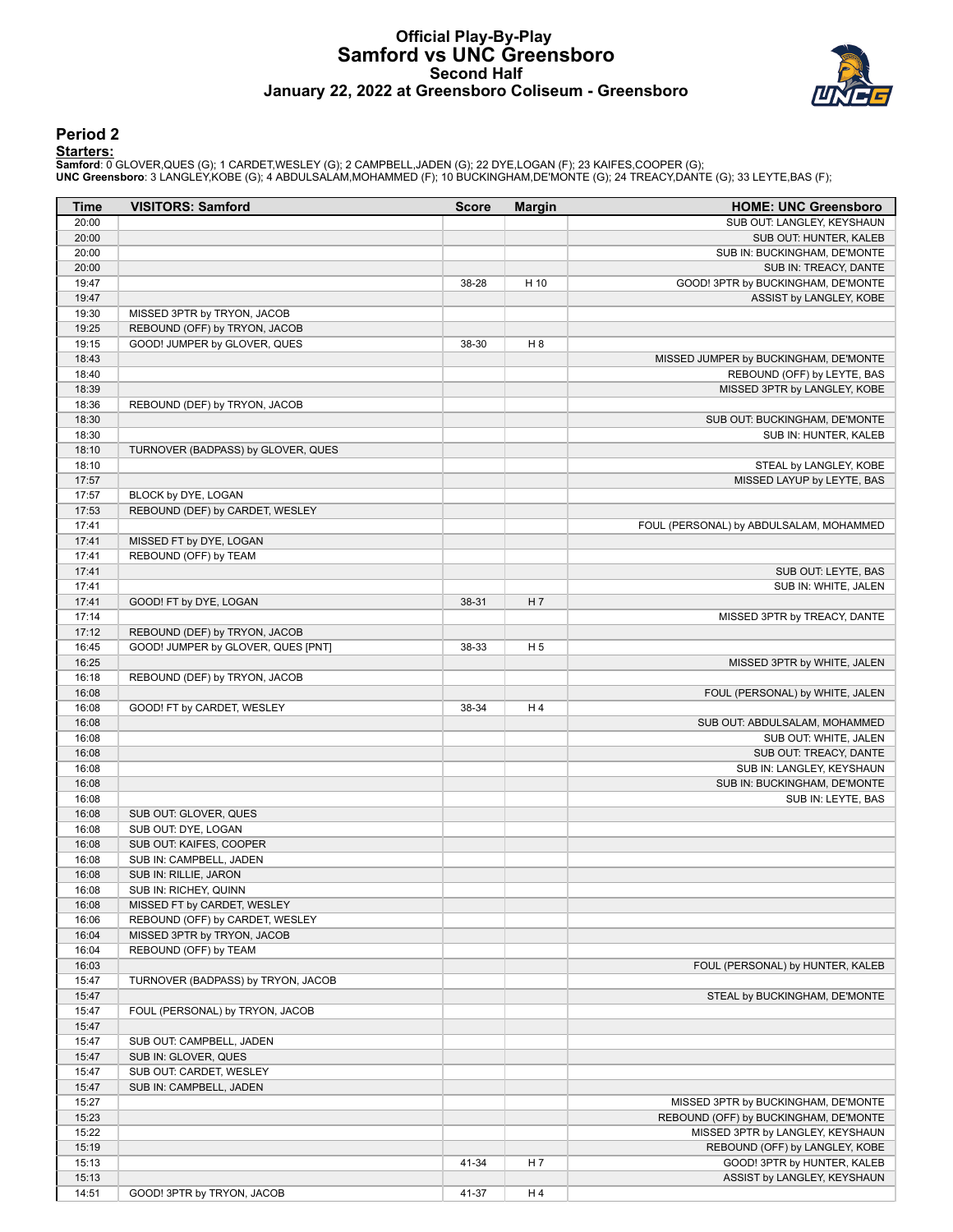# Official Play-By-Play
## Samford vs UNC Greensboro
### Second Half
### January 22, 2022 at Greensboro Coliseum - Greensboro

## Period 2

**Starters:**

**Samford**: 0 GLOVER,QUES (G); 1 CARDET,WESLEY (G); 2 CAMPBELL,JADEN (G); 22 DYE,LOGAN (F); 23 KAIFES,COOPER (G);
**UNC Greensboro**: 3 LANGLEY,KOBE (G); 4 ABDULSALAM,MOHAMMED (F); 10 BUCKINGHAM,DE'MONTE (G); 24 TREACY,DANTE (G); 33 LEYTE,BAS (F);

| Time | VISITORS: Samford | Score | Margin | HOME: UNC Greensboro |
|---|---|---|---|---|
| 20:00 | | | | SUB OUT: LANGLEY, KEYSHAUN |
| 20:00 | | | | SUB OUT: HUNTER, KALEB |
| 20:00 | | | | SUB IN: BUCKINGHAM, DE'MONTE |
| 20:00 | | | | SUB IN: TREACY, DANTE |
| 19:47 | | 38-28 | H 10 | GOOD! 3PTR by BUCKINGHAM, DE'MONTE |
| 19:47 | | | | ASSIST by LANGLEY, KOBE |
| 19:30 | MISSED 3PTR by TRYON, JACOB | | | |
| 19:25 | REBOUND (OFF) by TRYON, JACOB | | | |
| 19:15 | GOOD! JUMPER by GLOVER, QUES | 38-30 | H 8 | |
| 18:43 | | | | MISSED JUMPER by BUCKINGHAM, DE'MONTE |
| 18:40 | | | | REBOUND (OFF) by LEYTE, BAS |
| 18:39 | | | | MISSED 3PTR by LANGLEY, KOBE |
| 18:36 | REBOUND (DEF) by TRYON, JACOB | | | |
| 18:30 | | | | SUB OUT: BUCKINGHAM, DE'MONTE |
| 18:30 | | | | SUB IN: HUNTER, KALEB |
| 18:10 | TURNOVER (BADPASS) by GLOVER, QUES | | | |
| 18:10 | | | | STEAL by LANGLEY, KOBE |
| 17:57 | | | | MISSED LAYUP by LEYTE, BAS |
| 17:57 | BLOCK by DYE, LOGAN | | | |
| 17:53 | REBOUND (DEF) by CARDET, WESLEY | | | |
| 17:41 | | | | FOUL (PERSONAL) by ABDULSALAM, MOHAMMED |
| 17:41 | MISSED FT by DYE, LOGAN | | | |
| 17:41 | REBOUND (OFF) by TEAM | | | |
| 17:41 | | | | SUB OUT: LEYTE, BAS |
| 17:41 | | | | SUB IN: WHITE, JALEN |
| 17:41 | GOOD! FT by DYE, LOGAN | 38-31 | H 7 | |
| 17:14 | | | | MISSED 3PTR by TREACY, DANTE |
| 17:12 | REBOUND (DEF) by TRYON, JACOB | | | |
| 16:45 | GOOD! JUMPER by GLOVER, QUES [PNT] | 38-33 | H 5 | |
| 16:25 | | | | MISSED 3PTR by WHITE, JALEN |
| 16:18 | REBOUND (DEF) by TRYON, JACOB | | | |
| 16:08 | | | | FOUL (PERSONAL) by WHITE, JALEN |
| 16:08 | GOOD! FT by CARDET, WESLEY | 38-34 | H 4 | |
| 16:08 | | | | SUB OUT: ABDULSALAM, MOHAMMED |
| 16:08 | | | | SUB OUT: WHITE, JALEN |
| 16:08 | | | | SUB OUT: TREACY, DANTE |
| 16:08 | | | | SUB IN: LANGLEY, KEYSHAUN |
| 16:08 | | | | SUB IN: BUCKINGHAM, DE'MONTE |
| 16:08 | | | | SUB IN: LEYTE, BAS |
| 16:08 | SUB OUT: GLOVER, QUES | | | |
| 16:08 | SUB OUT: DYE, LOGAN | | | |
| 16:08 | SUB OUT: KAIFES, COOPER | | | |
| 16:08 | SUB IN: CAMPBELL, JADEN | | | |
| 16:08 | SUB IN: RILLIE, JARON | | | |
| 16:08 | SUB IN: RICHEY, QUINN | | | |
| 16:08 | MISSED FT by CARDET, WESLEY | | | |
| 16:06 | REBOUND (OFF) by CARDET, WESLEY | | | |
| 16:04 | MISSED 3PTR by TRYON, JACOB | | | |
| 16:04 | REBOUND (OFF) by TEAM | | | |
| 16:03 | | | | FOUL (PERSONAL) by HUNTER, KALEB |
| 15:47 | TURNOVER (BADPASS) by TRYON, JACOB | | | |
| 15:47 | | | | STEAL by BUCKINGHAM, DE'MONTE |
| 15:47 | FOUL (PERSONAL) by TRYON, JACOB | | | |
| 15:47 | | | | |
| 15:47 | SUB OUT: CAMPBELL, JADEN | | | |
| 15:47 | SUB IN: GLOVER, QUES | | | |
| 15:47 | SUB OUT: CARDET, WESLEY | | | |
| 15:47 | SUB IN: CAMPBELL, JADEN | | | |
| 15:27 | | | | MISSED 3PTR by BUCKINGHAM, DE'MONTE |
| 15:23 | | | | REBOUND (OFF) by BUCKINGHAM, DE'MONTE |
| 15:22 | | | | MISSED 3PTR by LANGLEY, KEYSHAUN |
| 15:19 | | | | REBOUND (OFF) by LANGLEY, KOBE |
| 15:13 | | 41-34 | H 7 | GOOD! 3PTR by HUNTER, KALEB |
| 15:13 | | | | ASSIST by LANGLEY, KEYSHAUN |
| 14:51 | GOOD! 3PTR by TRYON, JACOB | 41-37 | H 4 | |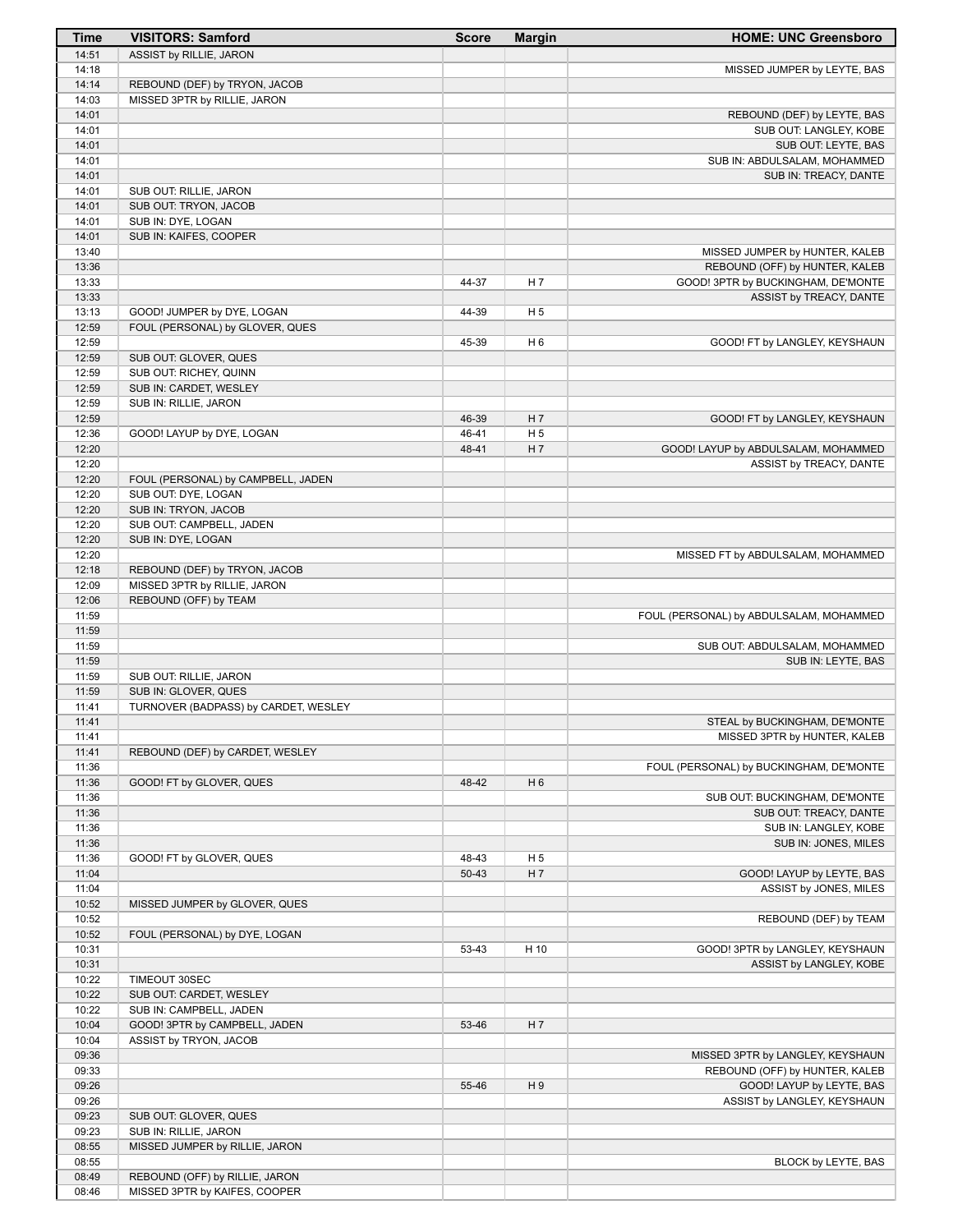| Time | VISITORS: Samford | Score | Margin | HOME: UNC Greensboro |
|---|---|---|---|---|
| 14:51 | ASSIST by RILLIE, JARON | | | |
| 14:18 | | | | MISSED JUMPER by LEYTE, BAS |
| 14:14 | REBOUND (DEF) by TRYON, JACOB | | | |
| 14:03 | MISSED 3PTR by RILLIE, JARON | | | |
| 14:01 | | | | REBOUND (DEF) by LEYTE, BAS |
| 14:01 | | | | SUB OUT: LANGLEY, KOBE |
| 14:01 | | | | SUB OUT: LEYTE, BAS |
| 14:01 | | | | SUB IN: ABDULSALAM, MOHAMMED |
| 14:01 | | | | SUB IN: TREACY, DANTE |
| 14:01 | SUB OUT: RILLIE, JARON | | | |
| 14:01 | SUB OUT: TRYON, JACOB | | | |
| 14:01 | SUB IN: DYE, LOGAN | | | |
| 14:01 | SUB IN: KAIFES, COOPER | | | |
| 13:40 | | | | MISSED JUMPER by HUNTER, KALEB |
| 13:36 | | | | REBOUND (OFF) by HUNTER, KALEB |
| 13:33 | | 44-37 | H 7 | GOOD! 3PTR by BUCKINGHAM, DE'MONTE |
| 13:33 | | | | ASSIST by TREACY, DANTE |
| 13:13 | GOOD! JUMPER by DYE, LOGAN | 44-39 | H 5 | |
| 12:59 | FOUL (PERSONAL) by GLOVER, QUES | | | |
| 12:59 | | 45-39 | H 6 | GOOD! FT by LANGLEY, KEYSHAUN |
| 12:59 | SUB OUT: GLOVER, QUES | | | |
| 12:59 | SUB OUT: RICHEY, QUINN | | | |
| 12:59 | SUB IN: CARDET, WESLEY | | | |
| 12:59 | SUB IN: RILLIE, JARON | | | |
| 12:59 | | 46-39 | H 7 | GOOD! FT by LANGLEY, KEYSHAUN |
| 12:36 | GOOD! LAYUP by DYE, LOGAN | 46-41 | H 5 | |
| 12:20 | | 48-41 | H 7 | GOOD! LAYUP by ABDULSALAM, MOHAMMED |
| 12:20 | | | | ASSIST by TREACY, DANTE |
| 12:20 | FOUL (PERSONAL) by CAMPBELL, JADEN | | | |
| 12:20 | SUB OUT: DYE, LOGAN | | | |
| 12:20 | SUB IN: TRYON, JACOB | | | |
| 12:20 | SUB OUT: CAMPBELL, JADEN | | | |
| 12:20 | SUB IN: DYE, LOGAN | | | |
| 12:20 | | | | MISSED FT by ABDULSALAM, MOHAMMED |
| 12:18 | REBOUND (DEF) by TRYON, JACOB | | | |
| 12:09 | MISSED 3PTR by RILLIE, JARON | | | |
| 12:06 | REBOUND (OFF) by TEAM | | | |
| 11:59 | | | | FOUL (PERSONAL) by ABDULSALAM, MOHAMMED |
| 11:59 | | | | |
| 11:59 | | | | SUB OUT: ABDULSALAM, MOHAMMED |
| 11:59 | | | | SUB IN: LEYTE, BAS |
| 11:59 | SUB OUT: RILLIE, JARON | | | |
| 11:59 | SUB IN: GLOVER, QUES | | | |
| 11:41 | TURNOVER (BADPASS) by CARDET, WESLEY | | | |
| 11:41 | | | | STEAL by BUCKINGHAM, DE'MONTE |
| 11:41 | | | | MISSED 3PTR by HUNTER, KALEB |
| 11:41 | REBOUND (DEF) by CARDET, WESLEY | | | |
| 11:36 | | | | FOUL (PERSONAL) by BUCKINGHAM, DE'MONTE |
| 11:36 | GOOD! FT by GLOVER, QUES | 48-42 | H 6 | |
| 11:36 | | | | SUB OUT: BUCKINGHAM, DE'MONTE |
| 11:36 | | | | SUB OUT: TREACY, DANTE |
| 11:36 | | | | SUB IN: LANGLEY, KOBE |
| 11:36 | | | | SUB IN: JONES, MILES |
| 11:36 | GOOD! FT by GLOVER, QUES | 48-43 | H 5 | |
| 11:04 | | 50-43 | H 7 | GOOD! LAYUP by LEYTE, BAS |
| 11:04 | | | | ASSIST by JONES, MILES |
| 10:52 | MISSED JUMPER by GLOVER, QUES | | | |
| 10:52 | | | | REBOUND (DEF) by TEAM |
| 10:52 | FOUL (PERSONAL) by DYE, LOGAN | | | |
| 10:31 | | 53-43 | H 10 | GOOD! 3PTR by LANGLEY, KEYSHAUN |
| 10:31 | | | | ASSIST by LANGLEY, KOBE |
| 10:22 | TIMEOUT 30SEC | | | |
| 10:22 | SUB OUT: CARDET, WESLEY | | | |
| 10:22 | SUB IN: CAMPBELL, JADEN | | | |
| 10:04 | GOOD! 3PTR by CAMPBELL, JADEN | 53-46 | H 7 | |
| 10:04 | ASSIST by TRYON, JACOB | | | |
| 09:36 | | | | MISSED 3PTR by LANGLEY, KEYSHAUN |
| 09:33 | | | | REBOUND (OFF) by HUNTER, KALEB |
| 09:26 | | 55-46 | H 9 | GOOD! LAYUP by LEYTE, BAS |
| 09:26 | | | | ASSIST by LANGLEY, KEYSHAUN |
| 09:23 | SUB OUT: GLOVER, QUES | | | |
| 09:23 | SUB IN: RILLIE, JARON | | | |
| 08:55 | MISSED JUMPER by RILLIE, JARON | | | |
| 08:55 | | | | BLOCK by LEYTE, BAS |
| 08:49 | REBOUND (OFF) by RILLIE, JARON | | | |
| 08:46 | MISSED 3PTR by KAIFES, COOPER | | | |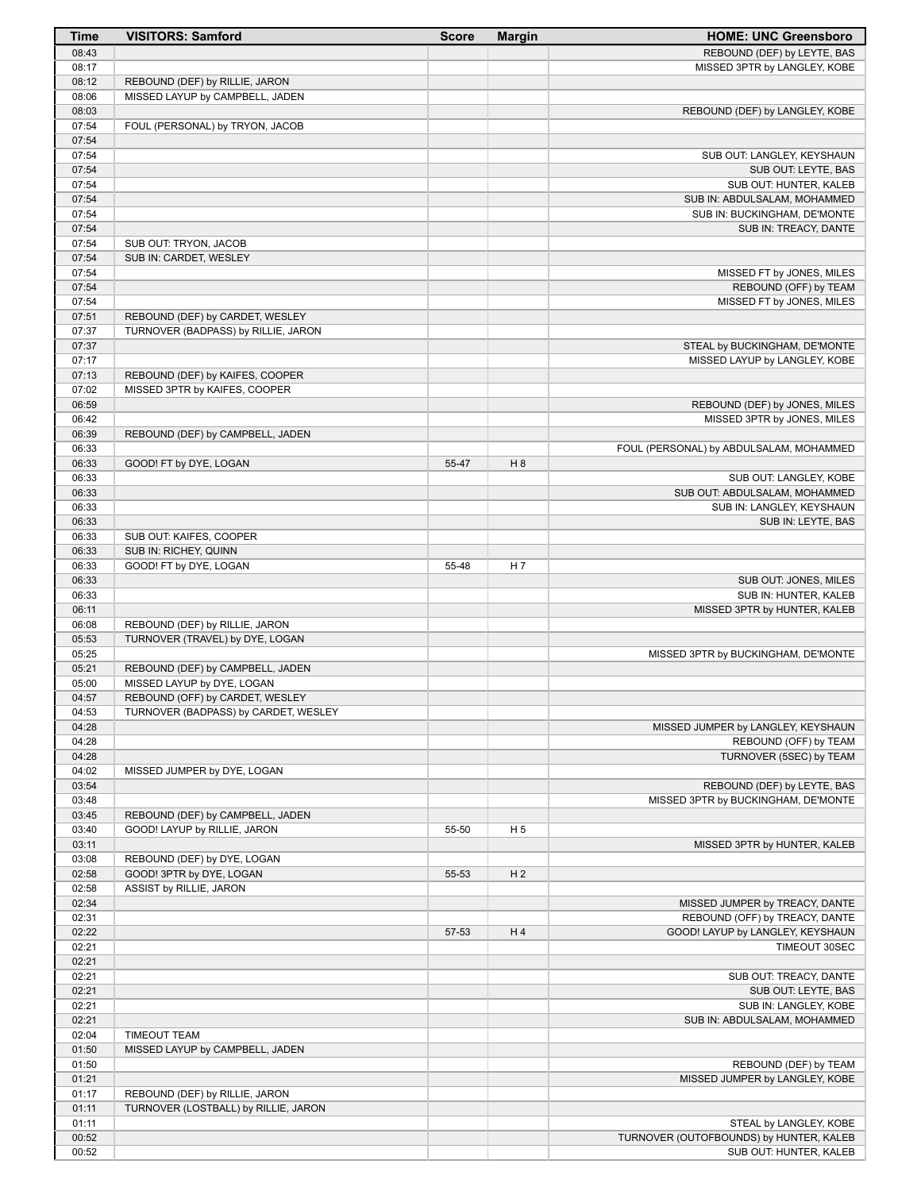| Time | VISITORS: Samford | Score | Margin | HOME: UNC Greensboro |
|---|---|---|---|---|
| 08:43 | | | | REBOUND (DEF) by LEYTE, BAS |
| 08:17 | | | | MISSED 3PTR by LANGLEY, KOBE |
| 08:12 | REBOUND (DEF) by RILLIE, JARON | | | |
| 08:06 | MISSED LAYUP by CAMPBELL, JADEN | | | |
| 08:03 | | | | REBOUND (DEF) by LANGLEY, KOBE |
| 07:54 | FOUL (PERSONAL) by TRYON, JACOB | | | |
| 07:54 | | | | |
| 07:54 | | | | SUB OUT: LANGLEY, KEYSHAUN |
| 07:54 | | | | SUB OUT: LEYTE, BAS |
| 07:54 | | | | SUB OUT: HUNTER, KALEB |
| 07:54 | | | | SUB IN: ABDULSALAM, MOHAMMED |
| 07:54 | | | | SUB IN: BUCKINGHAM, DE'MONTE |
| 07:54 | | | | SUB IN: TREACY, DANTE |
| 07:54 | SUB OUT: TRYON, JACOB | | | |
| 07:54 | SUB IN: CARDET, WESLEY | | | |
| 07:54 | | | | MISSED FT by JONES, MILES |
| 07:54 | | | | REBOUND (OFF) by TEAM |
| 07:54 | | | | MISSED FT by JONES, MILES |
| 07:51 | REBOUND (DEF) by CARDET, WESLEY | | | |
| 07:37 | TURNOVER (BADPASS) by RILLIE, JARON | | | |
| 07:37 | | | | STEAL by BUCKINGHAM, DE'MONTE |
| 07:17 | | | | MISSED LAYUP by LANGLEY, KOBE |
| 07:13 | REBOUND (DEF) by KAIFES, COOPER | | | |
| 07:02 | MISSED 3PTR by KAIFES, COOPER | | | |
| 06:59 | | | | REBOUND (DEF) by JONES, MILES |
| 06:42 | | | | MISSED 3PTR by JONES, MILES |
| 06:39 | REBOUND (DEF) by CAMPBELL, JADEN | | | |
| 06:33 | | | | FOUL (PERSONAL) by ABDULSALAM, MOHAMMED |
| 06:33 | GOOD! FT by DYE, LOGAN | 55-47 | H 8 | |
| 06:33 | | | | SUB OUT: LANGLEY, KOBE |
| 06:33 | | | | SUB OUT: ABDULSALAM, MOHAMMED |
| 06:33 | | | | SUB IN: LANGLEY, KEYSHAUN |
| 06:33 | | | | SUB IN: LEYTE, BAS |
| 06:33 | SUB OUT: KAIFES, COOPER | | | |
| 06:33 | SUB IN: RICHEY, QUINN | | | |
| 06:33 | GOOD! FT by DYE, LOGAN | 55-48 | H 7 | |
| 06:33 | | | | SUB OUT: JONES, MILES |
| 06:33 | | | | SUB IN: HUNTER, KALEB |
| 06:11 | | | | MISSED 3PTR by HUNTER, KALEB |
| 06:08 | REBOUND (DEF) by RILLIE, JARON | | | |
| 05:53 | TURNOVER (TRAVEL) by DYE, LOGAN | | | |
| 05:25 | | | | MISSED 3PTR by BUCKINGHAM, DE'MONTE |
| 05:21 | REBOUND (DEF) by CAMPBELL, JADEN | | | |
| 05:00 | MISSED LAYUP by DYE, LOGAN | | | |
| 04:57 | REBOUND (OFF) by CARDET, WESLEY | | | |
| 04:53 | TURNOVER (BADPASS) by CARDET, WESLEY | | | |
| 04:28 | | | | MISSED JUMPER by LANGLEY, KEYSHAUN |
| 04:28 | | | | REBOUND (OFF) by TEAM |
| 04:28 | | | | TURNOVER (5SEC) by TEAM |
| 04:02 | MISSED JUMPER by DYE, LOGAN | | | |
| 03:54 | | | | REBOUND (DEF) by LEYTE, BAS |
| 03:48 | | | | MISSED 3PTR by BUCKINGHAM, DE'MONTE |
| 03:45 | REBOUND (DEF) by CAMPBELL, JADEN | | | |
| 03:40 | GOOD! LAYUP by RILLIE, JARON | 55-50 | H 5 | |
| 03:11 | | | | MISSED 3PTR by HUNTER, KALEB |
| 03:08 | REBOUND (DEF) by DYE, LOGAN | | | |
| 02:58 | GOOD! 3PTR by DYE, LOGAN | 55-53 | H 2 | |
| 02:58 | ASSIST by RILLIE, JARON | | | |
| 02:34 | | | | MISSED JUMPER by TREACY, DANTE |
| 02:31 | | | | REBOUND (OFF) by TREACY, DANTE |
| 02:22 | | 57-53 | H 4 | GOOD! LAYUP by LANGLEY, KEYSHAUN |
| 02:21 | | | | TIMEOUT 30SEC |
| 02:21 | | | | |
| 02:21 | | | | SUB OUT: TREACY, DANTE |
| 02:21 | | | | SUB OUT: LEYTE, BAS |
| 02:21 | | | | SUB IN: LANGLEY, KOBE |
| 02:21 | | | | SUB IN: ABDULSALAM, MOHAMMED |
| 02:04 | TIMEOUT TEAM | | | |
| 01:50 | MISSED LAYUP by CAMPBELL, JADEN | | | |
| 01:50 | | | | REBOUND (DEF) by TEAM |
| 01:21 | | | | MISSED JUMPER by LANGLEY, KOBE |
| 01:17 | REBOUND (DEF) by RILLIE, JARON | | | |
| 01:11 | TURNOVER (LOSTBALL) by RILLIE, JARON | | | |
| 01:11 | | | | STEAL by LANGLEY, KOBE |
| 00:52 | | | | TURNOVER (OUTOFBOUNDS) by HUNTER, KALEB |
| 00:52 | | | | SUB OUT: HUNTER, KALEB |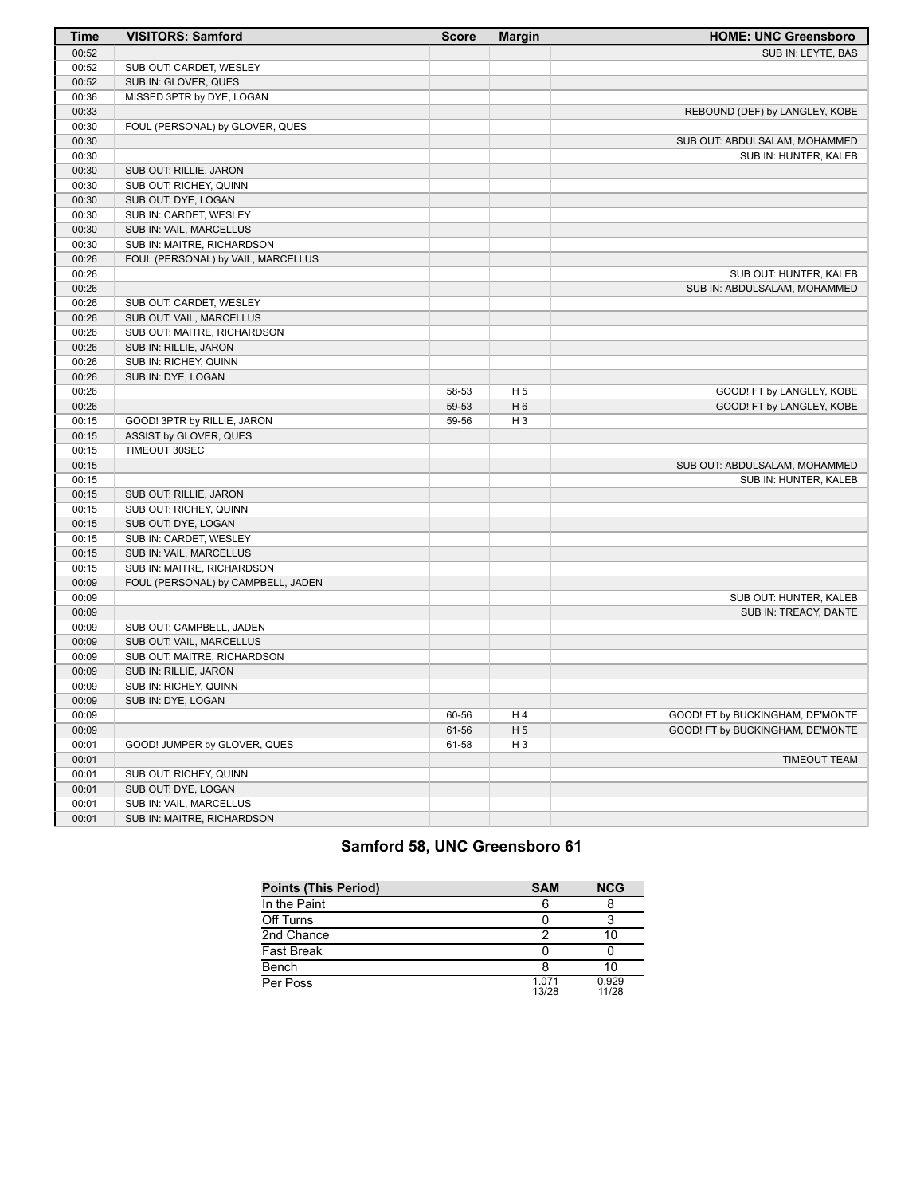| Time | VISITORS: Samford | Score | Margin | HOME: UNC Greensboro |
|---|---|---|---|---|
| 00:52 | | | | SUB IN: LEYTE, BAS |
| 00:52 | SUB OUT: CARDET, WESLEY | | | |
| 00:52 | SUB IN: GLOVER, QUES | | | |
| 00:36 | MISSED 3PTR by DYE, LOGAN | | | |
| 00:33 | | | | REBOUND (DEF) by LANGLEY, KOBE |
| 00:30 | FOUL (PERSONAL) by GLOVER, QUES | | | |
| 00:30 | | | | SUB OUT: ABDULSALAM, MOHAMMED |
| 00:30 | | | | SUB IN: HUNTER, KALEB |
| 00:30 | SUB OUT: RILLIE, JARON | | | |
| 00:30 | SUB OUT: RICHEY, QUINN | | | |
| 00:30 | SUB OUT: DYE, LOGAN | | | |
| 00:30 | SUB IN: CARDET, WESLEY | | | |
| 00:30 | SUB IN: VAIL, MARCELLUS | | | |
| 00:30 | SUB IN: MAITRE, RICHARDSON | | | |
| 00:26 | FOUL (PERSONAL) by VAIL, MARCELLUS | | | |
| 00:26 | | | | SUB OUT: HUNTER, KALEB |
| 00:26 | | | | SUB IN: ABDULSALAM, MOHAMMED |
| 00:26 | SUB OUT: CARDET, WESLEY | | | |
| 00:26 | SUB OUT: VAIL, MARCELLUS | | | |
| 00:26 | SUB OUT: MAITRE, RICHARDSON | | | |
| 00:26 | SUB IN: RILLIE, JARON | | | |
| 00:26 | SUB IN: RICHEY, QUINN | | | |
| 00:26 | SUB IN: DYE, LOGAN | | | |
| 00:26 | | 58-53 | H 5 | GOOD! FT by LANGLEY, KOBE |
| 00:26 | | 59-53 | H 6 | GOOD! FT by LANGLEY, KOBE |
| 00:15 | GOOD! 3PTR by RILLIE, JARON | 59-56 | H 3 | |
| 00:15 | ASSIST by GLOVER, QUES | | | |
| 00:15 | TIMEOUT 30SEC | | | |
| 00:15 | | | | SUB OUT: ABDULSALAM, MOHAMMED |
| 00:15 | | | | SUB IN: HUNTER, KALEB |
| 00:15 | SUB OUT: RILLIE, JARON | | | |
| 00:15 | SUB OUT: RICHEY, QUINN | | | |
| 00:15 | SUB OUT: DYE, LOGAN | | | |
| 00:15 | SUB IN: CARDET, WESLEY | | | |
| 00:15 | SUB IN: VAIL, MARCELLUS | | | |
| 00:15 | SUB IN: MAITRE, RICHARDSON | | | |
| 00:09 | FOUL (PERSONAL) by CAMPBELL, JADEN | | | |
| 00:09 | | | | SUB OUT: HUNTER, KALEB |
| 00:09 | | | | SUB IN: TREACY, DANTE |
| 00:09 | SUB OUT: CAMPBELL, JADEN | | | |
| 00:09 | SUB OUT: VAIL, MARCELLUS | | | |
| 00:09 | SUB OUT: MAITRE, RICHARDSON | | | |
| 00:09 | SUB IN: RILLIE, JARON | | | |
| 00:09 | SUB IN: RICHEY, QUINN | | | |
| 00:09 | SUB IN: DYE, LOGAN | | | |
| 00:09 | | 60-56 | H 4 | GOOD! FT by BUCKINGHAM, DE'MONTE |
| 00:09 | | 61-56 | H 5 | GOOD! FT by BUCKINGHAM, DE'MONTE |
| 00:01 | GOOD! JUMPER by GLOVER, QUES | 61-58 | H 3 | |
| 00:01 | | | | TIMEOUT TEAM |
| 00:01 | SUB OUT: RICHEY, QUINN | | | |
| 00:01 | SUB OUT: DYE, LOGAN | | | |
| 00:01 | SUB IN: VAIL, MARCELLUS | | | |
| 00:01 | SUB IN: MAITRE, RICHARDSON | | | |

## Samford 58, UNC Greensboro 61

| Points (This Period) | SAM | NCG |
|---|---|---|
| In the Paint | 6 | 8 |
| Off Turns | 0 | 3 |
| 2nd Chance | 2 | 10 |
| Fast Break | 0 | 0 |
| Bench | 8 | 10 |
| Per Poss | 1.071 13/28 | 0.929 11/28 |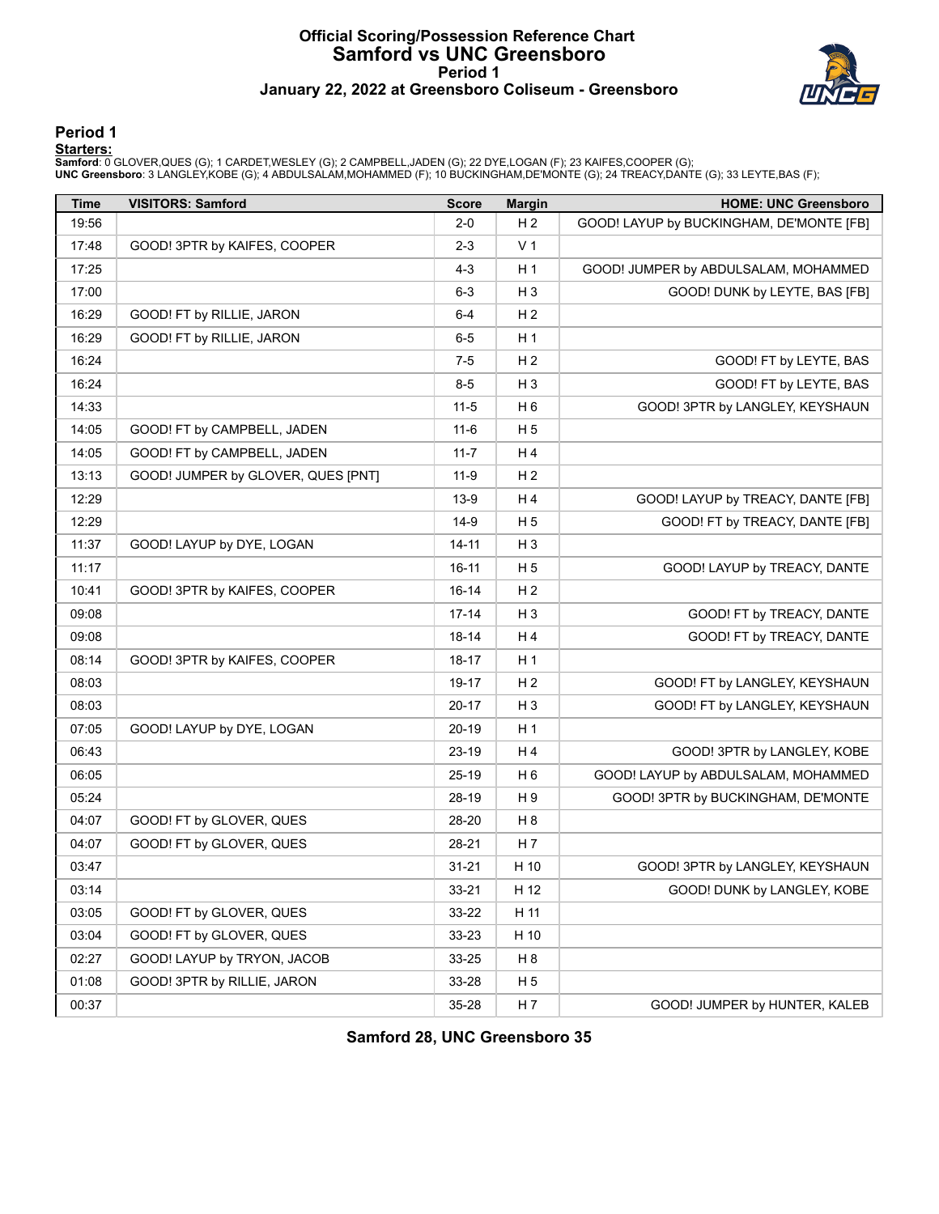# Official Scoring/Possession Reference Chart
# Samford vs UNC Greensboro
## Period 1
## January 22, 2022 at Greensboro Coliseum - Greensboro

### Period 1

**Starters:**

**Samford**: 0 GLOVER,QUES (G); 1 CARDET,WESLEY (G); 2 CAMPBELL,JADEN (G); 22 DYE,LOGAN (F); 23 KAIFES,COOPER (G);
**UNC Greensboro**: 3 LANGLEY,KOBE (G); 4 ABDULSALAM,MOHAMMED (F); 10 BUCKINGHAM,DE'MONTE (G); 24 TREACY,DANTE (G); 33 LEYTE,BAS (F);

| Time | VISITORS: Samford | Score | Margin | HOME: UNC Greensboro |
|---|---|---|---|---|
| 19:56 | | 2-0 | H 2 | GOOD! LAYUP by BUCKINGHAM, DE'MONTE [FB] |
| 17:48 | GOOD! 3PTR by KAIFES, COOPER | 2-3 | V 1 | |
| 17:25 | | 4-3 | H 1 | GOOD! JUMPER by ABDULSALAM, MOHAMMED |
| 17:00 | | 6-3 | H 3 | GOOD! DUNK by LEYTE, BAS [FB] |
| 16:29 | GOOD! FT by RILLIE, JARON | 6-4 | H 2 | |
| 16:29 | GOOD! FT by RILLIE, JARON | 6-5 | H 1 | |
| 16:24 | | 7-5 | H 2 | GOOD! FT by LEYTE, BAS |
| 16:24 | | 8-5 | H 3 | GOOD! FT by LEYTE, BAS |
| 14:33 | | 11-5 | H 6 | GOOD! 3PTR by LANGLEY, KEYSHAUN |
| 14:05 | GOOD! FT by CAMPBELL, JADEN | 11-6 | H 5 | |
| 14:05 | GOOD! FT by CAMPBELL, JADEN | 11-7 | H 4 | |
| 13:13 | GOOD! JUMPER by GLOVER, QUES [PNT] | 11-9 | H 2 | |
| 12:29 | | 13-9 | H 4 | GOOD! LAYUP by TREACY, DANTE [FB] |
| 12:29 | | 14-9 | H 5 | GOOD! FT by TREACY, DANTE [FB] |
| 11:37 | GOOD! LAYUP by DYE, LOGAN | 14-11 | H 3 | |
| 11:17 | | 16-11 | H 5 | GOOD! LAYUP by TREACY, DANTE |
| 10:41 | GOOD! 3PTR by KAIFES, COOPER | 16-14 | H 2 | |
| 09:08 | | 17-14 | H 3 | GOOD! FT by TREACY, DANTE |
| 09:08 | | 18-14 | H 4 | GOOD! FT by TREACY, DANTE |
| 08:14 | GOOD! 3PTR by KAIFES, COOPER | 18-17 | H 1 | |
| 08:03 | | 19-17 | H 2 | GOOD! FT by LANGLEY, KEYSHAUN |
| 08:03 | | 20-17 | H 3 | GOOD! FT by LANGLEY, KEYSHAUN |
| 07:05 | GOOD! LAYUP by DYE, LOGAN | 20-19 | H 1 | |
| 06:43 | | 23-19 | H 4 | GOOD! 3PTR by LANGLEY, KOBE |
| 06:05 | | 25-19 | H 6 | GOOD! LAYUP by ABDULSALAM, MOHAMMED |
| 05:24 | | 28-19 | H 9 | GOOD! 3PTR by BUCKINGHAM, DE'MONTE |
| 04:07 | GOOD! FT by GLOVER, QUES | 28-20 | H 8 | |
| 04:07 | GOOD! FT by GLOVER, QUES | 28-21 | H 7 | |
| 03:47 | | 31-21 | H 10 | GOOD! 3PTR by LANGLEY, KEYSHAUN |
| 03:14 | | 33-21 | H 12 | GOOD! DUNK by LANGLEY, KOBE |
| 03:05 | GOOD! FT by GLOVER, QUES | 33-22 | H 11 | |
| 03:04 | GOOD! FT by GLOVER, QUES | 33-23 | H 10 | |
| 02:27 | GOOD! LAYUP by TRYON, JACOB | 33-25 | H 8 | |
| 01:08 | GOOD! 3PTR by RILLIE, JARON | 33-28 | H 5 | |
| 00:37 | | 35-28 | H 7 | GOOD! JUMPER by HUNTER, KALEB |

**Samford 28, UNC Greensboro 35**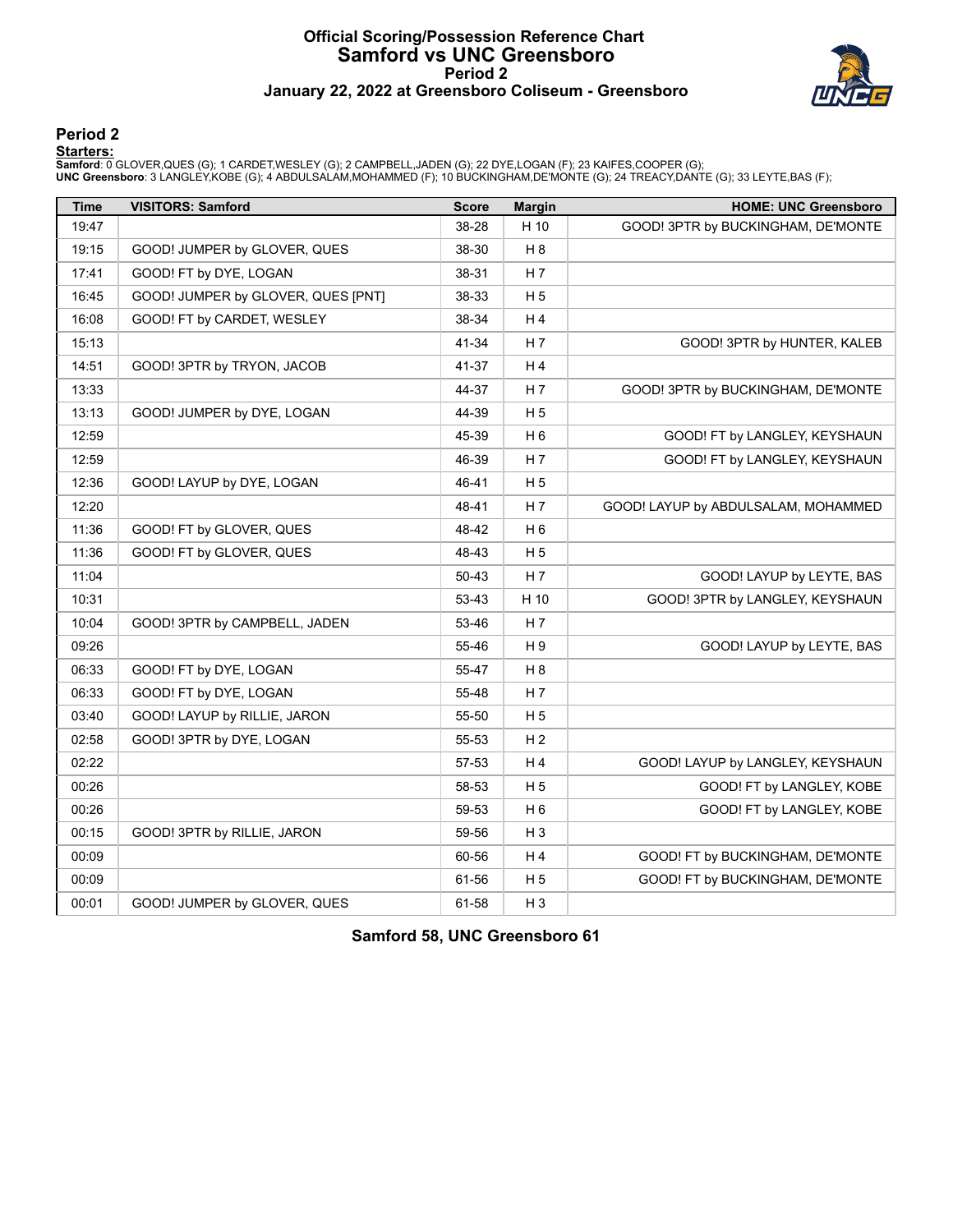# Official Scoring/Possession Reference Chart
# Samford vs UNC Greensboro
## Period 2
### January 22, 2022 at Greensboro Coliseum - Greensboro

## Period 2

**Starters:**

**Samford**: 0 GLOVER,QUES (G); 1 CARDET,WESLEY (G); 2 CAMPBELL,JADEN (G); 22 DYE,LOGAN (F); 23 KAIFES,COOPER (G);
**UNC Greensboro**: 3 LANGLEY,KOBE (G); 4 ABDULSALAM,MOHAMMED (F); 10 BUCKINGHAM,DE'MONTE (G); 24 TREACY,DANTE (G); 33 LEYTE,BAS (F);

| Time | VISITORS: Samford | Score | Margin | HOME: UNC Greensboro |
|---|---|---|---|---|
| 19:47 | | 38-28 | H 10 | GOOD! 3PTR by BUCKINGHAM, DE'MONTE |
| 19:15 | GOOD! JUMPER by GLOVER, QUES | 38-30 | H 8 | |
| 17:41 | GOOD! FT by DYE, LOGAN | 38-31 | H 7 | |
| 16:45 | GOOD! JUMPER by GLOVER, QUES [PNT] | 38-33 | H 5 | |
| 16:08 | GOOD! FT by CARDET, WESLEY | 38-34 | H 4 | |
| 15:13 | | 41-34 | H 7 | GOOD! 3PTR by HUNTER, KALEB |
| 14:51 | GOOD! 3PTR by TRYON, JACOB | 41-37 | H 4 | |
| 13:33 | | 44-37 | H 7 | GOOD! 3PTR by BUCKINGHAM, DE'MONTE |
| 13:13 | GOOD! JUMPER by DYE, LOGAN | 44-39 | H 5 | |
| 12:59 | | 45-39 | H 6 | GOOD! FT by LANGLEY, KEYSHAUN |
| 12:59 | | 46-39 | H 7 | GOOD! FT by LANGLEY, KEYSHAUN |
| 12:36 | GOOD! LAYUP by DYE, LOGAN | 46-41 | H 5 | |
| 12:20 | | 48-41 | H 7 | GOOD! LAYUP by ABDULSALAM, MOHAMMED |
| 11:36 | GOOD! FT by GLOVER, QUES | 48-42 | H 6 | |
| 11:36 | GOOD! FT by GLOVER, QUES | 48-43 | H 5 | |
| 11:04 | | 50-43 | H 7 | GOOD! LAYUP by LEYTE, BAS |
| 10:31 | | 53-43 | H 10 | GOOD! 3PTR by LANGLEY, KEYSHAUN |
| 10:04 | GOOD! 3PTR by CAMPBELL, JADEN | 53-46 | H 7 | |
| 09:26 | | 55-46 | H 9 | GOOD! LAYUP by LEYTE, BAS |
| 06:33 | GOOD! FT by DYE, LOGAN | 55-47 | H 8 | |
| 06:33 | GOOD! FT by DYE, LOGAN | 55-48 | H 7 | |
| 03:40 | GOOD! LAYUP by RILLIE, JARON | 55-50 | H 5 | |
| 02:58 | GOOD! 3PTR by DYE, LOGAN | 55-53 | H 2 | |
| 02:22 | | 57-53 | H 4 | GOOD! LAYUP by LANGLEY, KEYSHAUN |
| 00:26 | | 58-53 | H 5 | GOOD! FT by LANGLEY, KOBE |
| 00:26 | | 59-53 | H 6 | GOOD! FT by LANGLEY, KOBE |
| 00:15 | GOOD! 3PTR by RILLIE, JARON | 59-56 | H 3 | |
| 00:09 | | 60-56 | H 4 | GOOD! FT by BUCKINGHAM, DE'MONTE |
| 00:09 | | 61-56 | H 5 | GOOD! FT by BUCKINGHAM, DE'MONTE |
| 00:01 | GOOD! JUMPER by GLOVER, QUES | 61-58 | H 3 | |

**Samford 58, UNC Greensboro 61**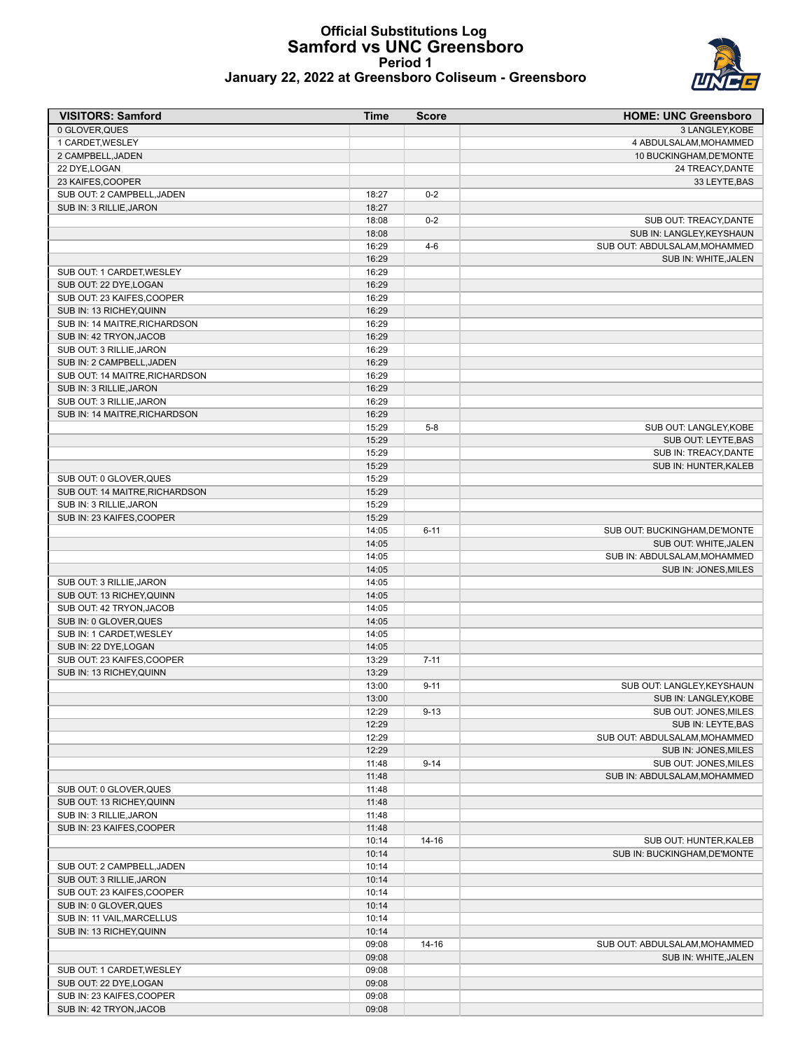# Official Substitutions Log
## Samford vs UNC Greensboro
### Period 1
### January 22, 2022 at Greensboro Coliseum - Greensboro

| VISITORS: Samford | Time | Score | HOME: UNC Greensboro |
|---|---|---|---|
| 0 GLOVER,QUES | | | 3 LANGLEY,KOBE |
| 1 CARDET,WESLEY | | | 4 ABDULSALAM,MOHAMMED |
| 2 CAMPBELL,JADEN | | | 10 BUCKINGHAM,DE'MONTE |
| 22 DYE,LOGAN | | | 24 TREACY,DANTE |
| 23 KAIFES,COOPER | | | 33 LEYTE,BAS |
| SUB OUT: 2 CAMPBELL,JADEN | 18:27 | 0-2 | |
| SUB IN: 3 RILLIE,JARON | 18:27 | | |
| | 18:08 | 0-2 | SUB OUT: TREACY,DANTE |
| | 18:08 | | SUB IN: LANGLEY,KEYSHAUN |
| | 16:29 | 4-6 | SUB OUT: ABDULSALAM,MOHAMMED |
| | 16:29 | | SUB IN: WHITE,JALEN |
| SUB OUT: 1 CARDET,WESLEY | 16:29 | | |
| SUB OUT: 22 DYE,LOGAN | 16:29 | | |
| SUB OUT: 23 KAIFES,COOPER | 16:29 | | |
| SUB IN: 13 RICHEY,QUINN | 16:29 | | |
| SUB IN: 14 MAITRE,RICHARDSON | 16:29 | | |
| SUB IN: 42 TRYON,JACOB | 16:29 | | |
| SUB OUT: 3 RILLIE,JARON | 16:29 | | |
| SUB IN: 2 CAMPBELL,JADEN | 16:29 | | |
| SUB OUT: 14 MAITRE,RICHARDSON | 16:29 | | |
| SUB IN: 3 RILLIE,JARON | 16:29 | | |
| SUB OUT: 3 RILLIE,JARON | 16:29 | | |
| SUB IN: 14 MAITRE,RICHARDSON | 16:29 | | |
| | 15:29 | 5-8 | SUB OUT: LANGLEY,KOBE |
| | 15:29 | | SUB OUT: LEYTE,BAS |
| | 15:29 | | SUB IN: TREACY,DANTE |
| | 15:29 | | SUB IN: HUNTER,KALEB |
| SUB OUT: 0 GLOVER,QUES | 15:29 | | |
| SUB OUT: 14 MAITRE,RICHARDSON | 15:29 | | |
| SUB IN: 3 RILLIE,JARON | 15:29 | | |
| SUB IN: 23 KAIFES,COOPER | 15:29 | | |
| | 14:05 | 6-11 | SUB OUT: BUCKINGHAM,DE'MONTE |
| | 14:05 | | SUB OUT: WHITE,JALEN |
| | 14:05 | | SUB IN: ABDULSALAM,MOHAMMED |
| | 14:05 | | SUB IN: JONES,MILES |
| SUB OUT: 3 RILLIE,JARON | 14:05 | | |
| SUB OUT: 13 RICHEY,QUINN | 14:05 | | |
| SUB OUT: 42 TRYON,JACOB | 14:05 | | |
| SUB IN: 0 GLOVER,QUES | 14:05 | | |
| SUB IN: 1 CARDET,WESLEY | 14:05 | | |
| SUB IN: 22 DYE,LOGAN | 14:05 | | |
| SUB OUT: 23 KAIFES,COOPER | 13:29 | 7-11 | |
| SUB IN: 13 RICHEY,QUINN | 13:29 | | |
| | 13:00 | 9-11 | SUB OUT: LANGLEY,KEYSHAUN |
| | 13:00 | | SUB IN: LANGLEY,KOBE |
| | 12:29 | 9-13 | SUB OUT: JONES,MILES |
| | 12:29 | | SUB IN: LEYTE,BAS |
| | 12:29 | | SUB OUT: ABDULSALAM,MOHAMMED |
| | 12:29 | | SUB IN: JONES,MILES |
| | 11:48 | 9-14 | SUB OUT: JONES,MILES |
| | 11:48 | | SUB IN: ABDULSALAM,MOHAMMED |
| SUB OUT: 0 GLOVER,QUES | 11:48 | | |
| SUB OUT: 13 RICHEY,QUINN | 11:48 | | |
| SUB IN: 3 RILLIE,JARON | 11:48 | | |
| SUB IN: 23 KAIFES,COOPER | 11:48 | | |
| | 10:14 | 14-16 | SUB OUT: HUNTER,KALEB |
| | 10:14 | | SUB IN: BUCKINGHAM,DE'MONTE |
| SUB OUT: 2 CAMPBELL,JADEN | 10:14 | | |
| SUB OUT: 3 RILLIE,JARON | 10:14 | | |
| SUB OUT: 23 KAIFES,COOPER | 10:14 | | |
| SUB IN: 0 GLOVER,QUES | 10:14 | | |
| SUB IN: 11 VAIL,MARCELLUS | 10:14 | | |
| SUB IN: 13 RICHEY,QUINN | 10:14 | | |
| | 09:08 | 14-16 | SUB OUT: ABDULSALAM,MOHAMMED |
| | 09:08 | | SUB IN: WHITE,JALEN |
| SUB OUT: 1 CARDET,WESLEY | 09:08 | | |
| SUB OUT: 22 DYE,LOGAN | 09:08 | | |
| SUB IN: 23 KAIFES,COOPER | 09:08 | | |
| SUB IN: 42 TRYON,JACOB | 09:08 | | |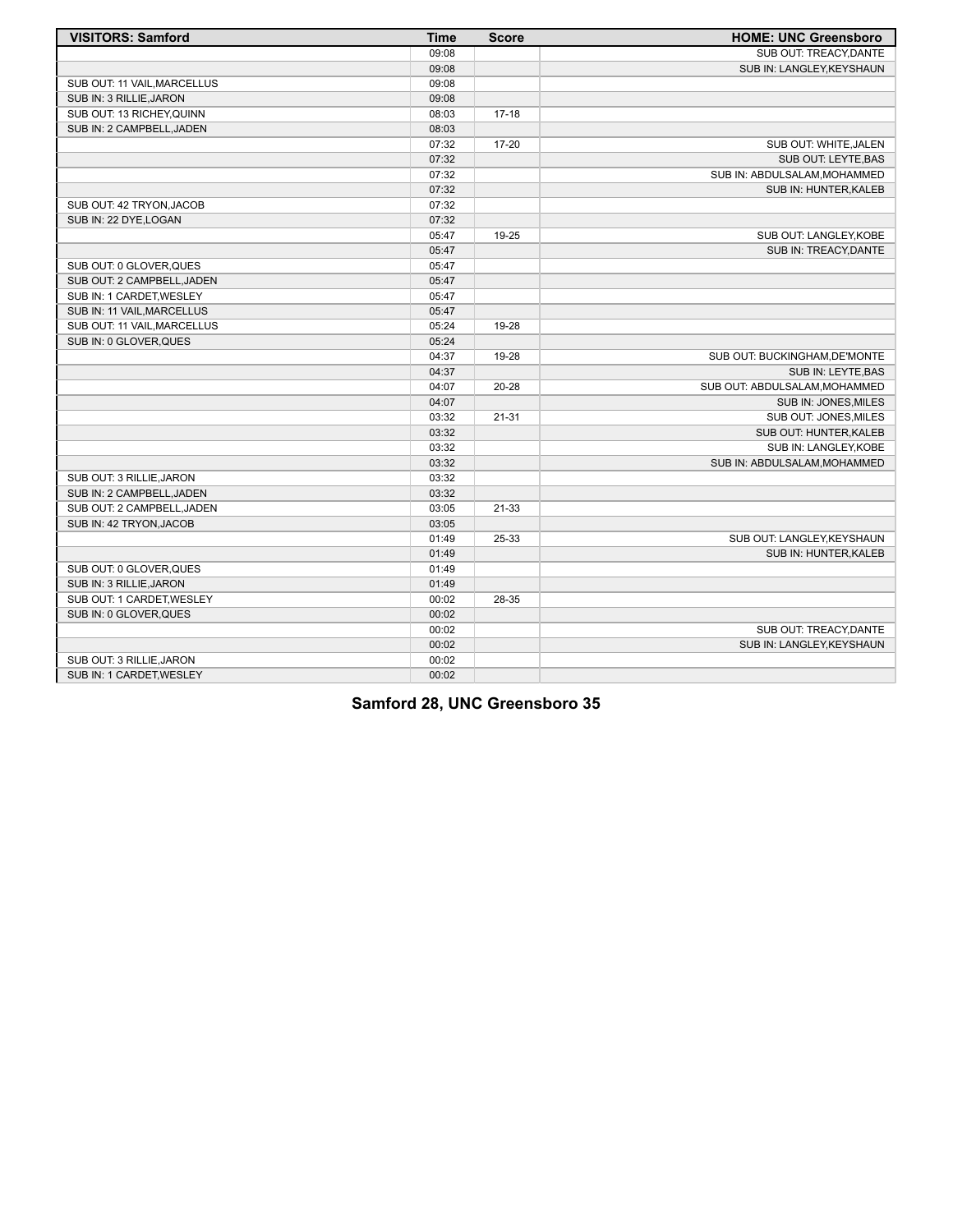| VISITORS: Samford | Time | Score | HOME: UNC Greensboro |
| --- | --- | --- | --- |
| | 09:08 | | SUB OUT: TREACY,DANTE |
| | 09:08 | | SUB IN: LANGLEY,KEYSHAUN |
| SUB OUT: 11 VAIL,MARCELLUS | 09:08 | | |
| SUB IN: 3 RILLIE,JARON | 09:08 | | |
| SUB OUT: 13 RICHEY,QUINN | 08:03 | 17-18 | |
| SUB IN: 2 CAMPBELL,JADEN | 08:03 | | |
| | 07:32 | 17-20 | SUB OUT: WHITE,JALEN |
| | 07:32 | | SUB OUT: LEYTE,BAS |
| | 07:32 | | SUB IN: ABDULSALAM,MOHAMMED |
| | 07:32 | | SUB IN: HUNTER,KALEB |
| SUB OUT: 42 TRYON,JACOB | 07:32 | | |
| SUB IN: 22 DYE,LOGAN | 07:32 | | |
| | 05:47 | 19-25 | SUB OUT: LANGLEY,KOBE |
| | 05:47 | | SUB IN: TREACY,DANTE |
| SUB OUT: 0 GLOVER,QUES | 05:47 | | |
| SUB OUT: 2 CAMPBELL,JADEN | 05:47 | | |
| SUB IN: 1 CARDET,WESLEY | 05:47 | | |
| SUB IN: 11 VAIL,MARCELLUS | 05:47 | | |
| SUB OUT: 11 VAIL,MARCELLUS | 05:24 | 19-28 | |
| SUB IN: 0 GLOVER,QUES | 05:24 | | |
| | 04:37 | 19-28 | SUB OUT: BUCKINGHAM,DE'MONTE |
| | 04:37 | | SUB IN: LEYTE,BAS |
| | 04:07 | 20-28 | SUB OUT: ABDULSALAM,MOHAMMED |
| | 04:07 | | SUB IN: JONES,MILES |
| | 03:32 | 21-31 | SUB OUT: JONES,MILES |
| | 03:32 | | SUB OUT: HUNTER,KALEB |
| | 03:32 | | SUB IN: LANGLEY,KOBE |
| | 03:32 | | SUB IN: ABDULSALAM,MOHAMMED |
| SUB OUT: 3 RILLIE,JARON | 03:32 | | |
| SUB IN: 2 CAMPBELL,JADEN | 03:32 | | |
| SUB OUT: 2 CAMPBELL,JADEN | 03:05 | 21-33 | |
| SUB IN: 42 TRYON,JACOB | 03:05 | | |
| | 01:49 | 25-33 | SUB OUT: LANGLEY,KEYSHAUN |
| | 01:49 | | SUB IN: HUNTER,KALEB |
| SUB OUT: 0 GLOVER,QUES | 01:49 | | |
| SUB IN: 3 RILLIE,JARON | 01:49 | | |
| SUB OUT: 1 CARDET,WESLEY | 00:02 | 28-35 | |
| SUB IN: 0 GLOVER,QUES | 00:02 | | |
| | 00:02 | | SUB OUT: TREACY,DANTE |
| | 00:02 | | SUB IN: LANGLEY,KEYSHAUN |
| SUB OUT: 3 RILLIE,JARON | 00:02 | | |
| SUB IN: 1 CARDET,WESLEY | 00:02 | | |

**Samford 28, UNC Greensboro 35**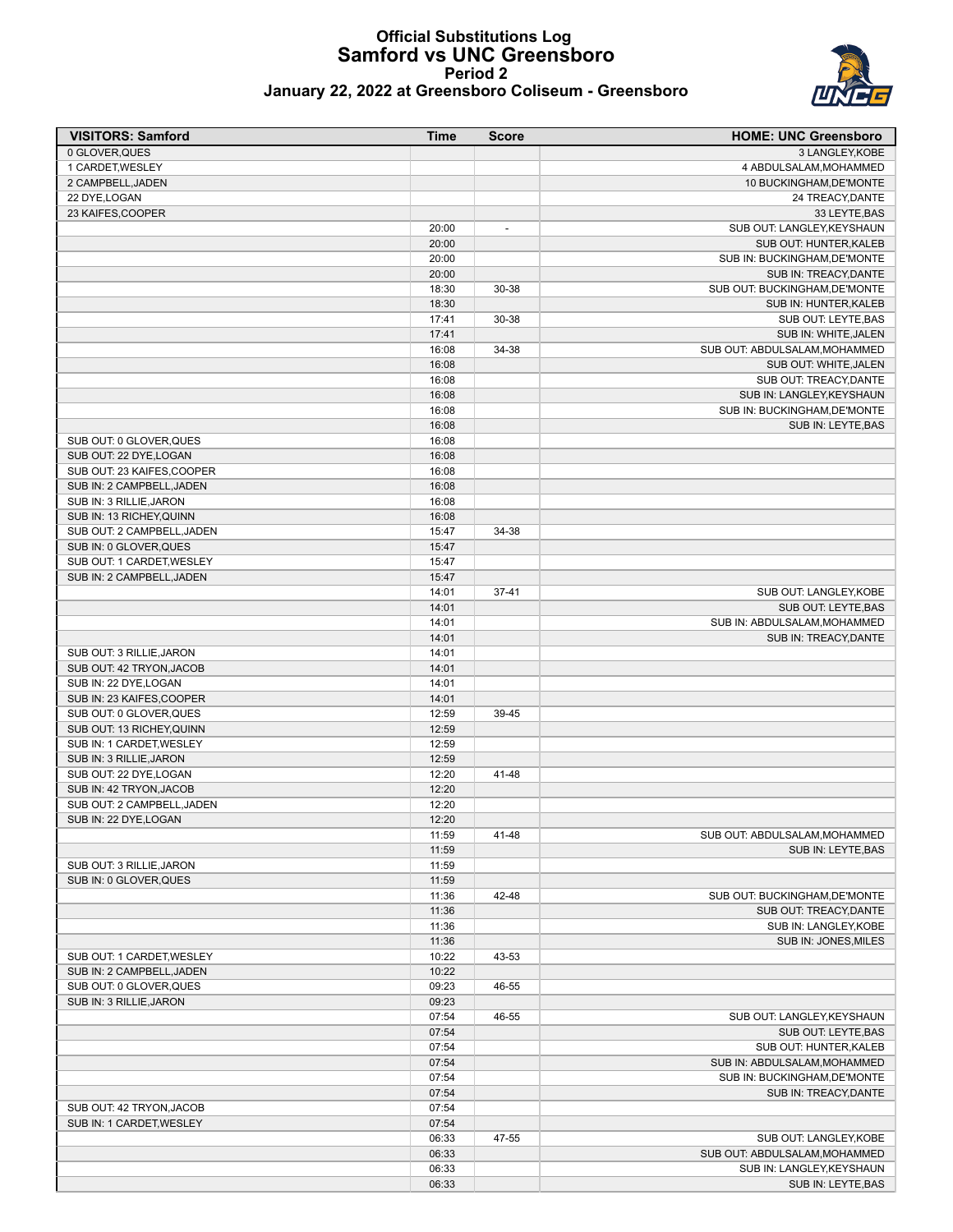# Official Substitutions Log
## Samford vs UNC Greensboro
### Period 2
### January 22, 2022 at Greensboro Coliseum - Greensboro

| VISITORS: Samford | Time | Score | HOME: UNC Greensboro |
|---|---|---|---|
| 0 GLOVER,QUES | | | 3 LANGLEY,KOBE |
| 1 CARDET,WESLEY | | | 4 ABDULSALAM,MOHAMMED |
| 2 CAMPBELL,JADEN | | | 10 BUCKINGHAM,DE'MONTE |
| 22 DYE,LOGAN | | | 24 TREACY,DANTE |
| 23 KAIFES,COOPER | | | 33 LEYTE,BAS |
| | 20:00 | - | SUB OUT: LANGLEY,KEYSHAUN |
| | 20:00 | | SUB OUT: HUNTER,KALEB |
| | 20:00 | | SUB IN: BUCKINGHAM,DE'MONTE |
| | 20:00 | | SUB IN: TREACY,DANTE |
| | 18:30 | 30-38 | SUB OUT: BUCKINGHAM,DE'MONTE |
| | 18:30 | | SUB IN: HUNTER,KALEB |
| | 17:41 | 30-38 | SUB OUT: LEYTE,BAS |
| | 17:41 | | SUB IN: WHITE,JALEN |
| | 16:08 | 34-38 | SUB OUT: ABDULSALAM,MOHAMMED |
| | 16:08 | | SUB OUT: WHITE,JALEN |
| | 16:08 | | SUB OUT: TREACY,DANTE |
| | 16:08 | | SUB IN: LANGLEY,KEYSHAUN |
| | 16:08 | | SUB IN: BUCKINGHAM,DE'MONTE |
| | 16:08 | | SUB IN: LEYTE,BAS |
| SUB OUT: 0 GLOVER,QUES | 16:08 | | |
| SUB OUT: 22 DYE,LOGAN | 16:08 | | |
| SUB OUT: 23 KAIFES,COOPER | 16:08 | | |
| SUB IN: 2 CAMPBELL,JADEN | 16:08 | | |
| SUB IN: 3 RILLIE,JARON | 16:08 | | |
| SUB IN: 13 RICHEY,QUINN | 16:08 | | |
| SUB OUT: 2 CAMPBELL,JADEN | 15:47 | 34-38 | |
| SUB IN: 0 GLOVER,QUES | 15:47 | | |
| SUB OUT: 1 CARDET,WESLEY | 15:47 | | |
| SUB IN: 2 CAMPBELL,JADEN | 15:47 | | |
| | 14:01 | 37-41 | SUB OUT: LANGLEY,KOBE |
| | 14:01 | | SUB OUT: LEYTE,BAS |
| | 14:01 | | SUB IN: ABDULSALAM,MOHAMMED |
| | 14:01 | | SUB IN: TREACY,DANTE |
| SUB OUT: 3 RILLIE,JARON | 14:01 | | |
| SUB OUT: 42 TRYON,JACOB | 14:01 | | |
| SUB IN: 22 DYE,LOGAN | 14:01 | | |
| SUB IN: 23 KAIFES,COOPER | 14:01 | | |
| SUB OUT: 0 GLOVER,QUES | 12:59 | 39-45 | |
| SUB OUT: 13 RICHEY,QUINN | 12:59 | | |
| SUB IN: 1 CARDET,WESLEY | 12:59 | | |
| SUB IN: 3 RILLIE,JARON | 12:59 | | |
| SUB OUT: 22 DYE,LOGAN | 12:20 | 41-48 | |
| SUB IN: 42 TRYON,JACOB | 12:20 | | |
| SUB OUT: 2 CAMPBELL,JADEN | 12:20 | | |
| SUB IN: 22 DYE,LOGAN | 12:20 | | |
| | 11:59 | 41-48 | SUB OUT: ABDULSALAM,MOHAMMED |
| | 11:59 | | SUB IN: LEYTE,BAS |
| SUB OUT: 3 RILLIE,JARON | 11:59 | | |
| SUB IN: 0 GLOVER,QUES | 11:59 | | |
| | 11:36 | 42-48 | SUB OUT: BUCKINGHAM,DE'MONTE |
| | 11:36 | | SUB OUT: TREACY,DANTE |
| | 11:36 | | SUB IN: LANGLEY,KOBE |
| | 11:36 | | SUB IN: JONES,MILES |
| SUB OUT: 1 CARDET,WESLEY | 10:22 | 43-53 | |
| SUB IN: 2 CAMPBELL,JADEN | 10:22 | | |
| SUB OUT: 0 GLOVER,QUES | 09:23 | 46-55 | |
| SUB IN: 3 RILLIE,JARON | 09:23 | | |
| | 07:54 | 46-55 | SUB OUT: LANGLEY,KEYSHAUN |
| | 07:54 | | SUB OUT: LEYTE,BAS |
| | 07:54 | | SUB OUT: HUNTER,KALEB |
| | 07:54 | | SUB IN: ABDULSALAM,MOHAMMED |
| | 07:54 | | SUB IN: BUCKINGHAM,DE'MONTE |
| | 07:54 | | SUB IN: TREACY,DANTE |
| SUB OUT: 42 TRYON,JACOB | 07:54 | | |
| SUB IN: 1 CARDET,WESLEY | 07:54 | | |
| | 06:33 | 47-55 | SUB OUT: LANGLEY,KOBE |
| | 06:33 | | SUB OUT: ABDULSALAM,MOHAMMED |
| | 06:33 | | SUB IN: LANGLEY,KEYSHAUN |
| | 06:33 | | SUB IN: LEYTE,BAS |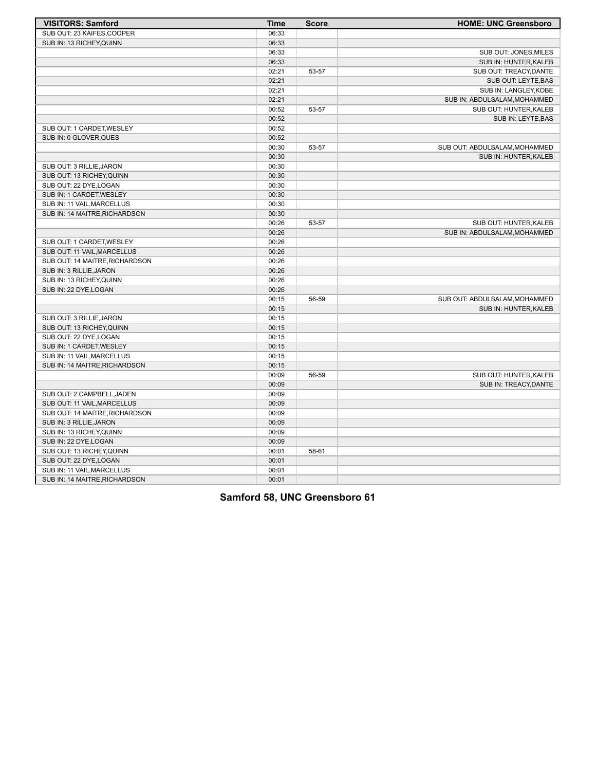| VISITORS: Samford | Time | Score | HOME: UNC Greensboro |
|---|---|---|---|
| SUB OUT: 23 KAIFES,COOPER | 06:33 | | |
| SUB IN: 13 RICHEY,QUINN | 06:33 | | |
| | 06:33 | | SUB OUT: JONES,MILES |
| | 06:33 | | SUB IN: HUNTER,KALEB |
| | 02:21 | 53-57 | SUB OUT: TREACY,DANTE |
| | 02:21 | | SUB OUT: LEYTE,BAS |
| | 02:21 | | SUB IN: LANGLEY,KOBE |
| | 02:21 | | SUB IN: ABDULSALAM,MOHAMMED |
| | 00:52 | 53-57 | SUB OUT: HUNTER,KALEB |
| | 00:52 | | SUB IN: LEYTE,BAS |
| SUB OUT: 1 CARDET,WESLEY | 00:52 | | |
| SUB IN: 0 GLOVER,QUES | 00:52 | | |
| | 00:30 | 53-57 | SUB OUT: ABDULSALAM,MOHAMMED |
| | 00:30 | | SUB IN: HUNTER,KALEB |
| SUB OUT: 3 RILLIE,JARON | 00:30 | | |
| SUB OUT: 13 RICHEY,QUINN | 00:30 | | |
| SUB OUT: 22 DYE,LOGAN | 00:30 | | |
| SUB IN: 1 CARDET,WESLEY | 00:30 | | |
| SUB IN: 11 VAIL,MARCELLUS | 00:30 | | |
| SUB IN: 14 MAITRE,RICHARDSON | 00:30 | | |
| | 00:26 | 53-57 | SUB OUT: HUNTER,KALEB |
| | 00:26 | | SUB IN: ABDULSALAM,MOHAMMED |
| SUB OUT: 1 CARDET,WESLEY | 00:26 | | |
| SUB OUT: 11 VAIL,MARCELLUS | 00:26 | | |
| SUB OUT: 14 MAITRE,RICHARDSON | 00:26 | | |
| SUB IN: 3 RILLIE,JARON | 00:26 | | |
| SUB IN: 13 RICHEY,QUINN | 00:26 | | |
| SUB IN: 22 DYE,LOGAN | 00:26 | | |
| | 00:15 | 56-59 | SUB OUT: ABDULSALAM,MOHAMMED |
| | 00:15 | | SUB IN: HUNTER,KALEB |
| SUB OUT: 3 RILLIE,JARON | 00:15 | | |
| SUB OUT: 13 RICHEY,QUINN | 00:15 | | |
| SUB OUT: 22 DYE,LOGAN | 00:15 | | |
| SUB IN: 1 CARDET,WESLEY | 00:15 | | |
| SUB IN: 11 VAIL,MARCELLUS | 00:15 | | |
| SUB IN: 14 MAITRE,RICHARDSON | 00:15 | | |
| | 00:09 | 56-59 | SUB OUT: HUNTER,KALEB |
| | 00:09 | | SUB IN: TREACY,DANTE |
| SUB OUT: 2 CAMPBELL,JADEN | 00:09 | | |
| SUB OUT: 11 VAIL,MARCELLUS | 00:09 | | |
| SUB OUT: 14 MAITRE,RICHARDSON | 00:09 | | |
| SUB IN: 3 RILLIE,JARON | 00:09 | | |
| SUB IN: 13 RICHEY,QUINN | 00:09 | | |
| SUB IN: 22 DYE,LOGAN | 00:09 | | |
| SUB OUT: 13 RICHEY,QUINN | 00:01 | 58-61 | |
| SUB OUT: 22 DYE,LOGAN | 00:01 | | |
| SUB IN: 11 VAIL,MARCELLUS | 00:01 | | |
| SUB IN: 14 MAITRE,RICHARDSON | 00:01 | | |

**Samford 58, UNC Greensboro 61**